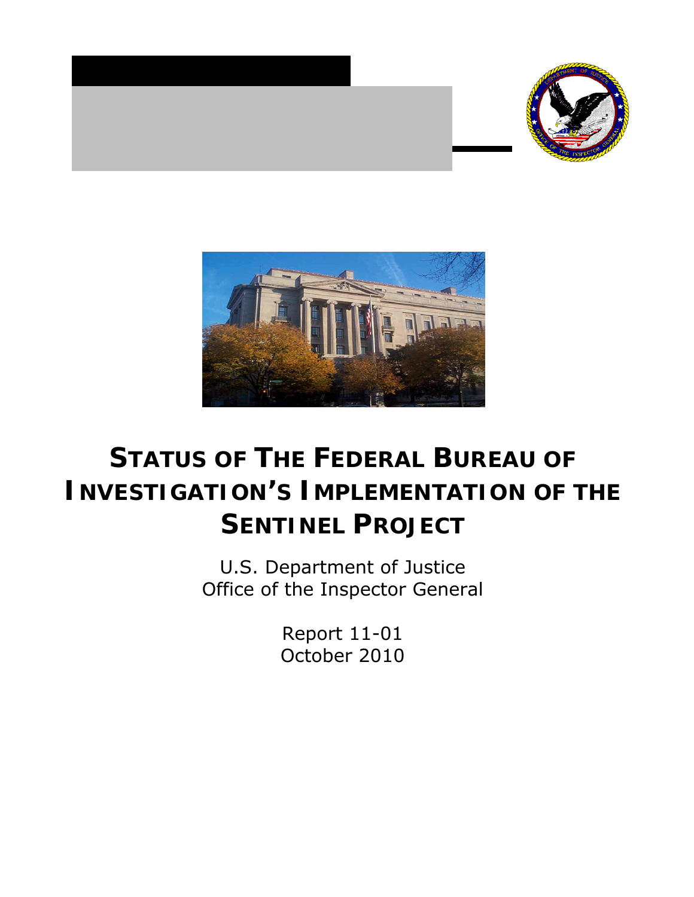# STATUS OF THE FEDERAL BUREAU OF INVESTIGATION'S IMPLEMENTATION OF THE SENTINEL PROJECT

U.S. Department of Justice
Office of the Inspector General

Report 11-01
October 2010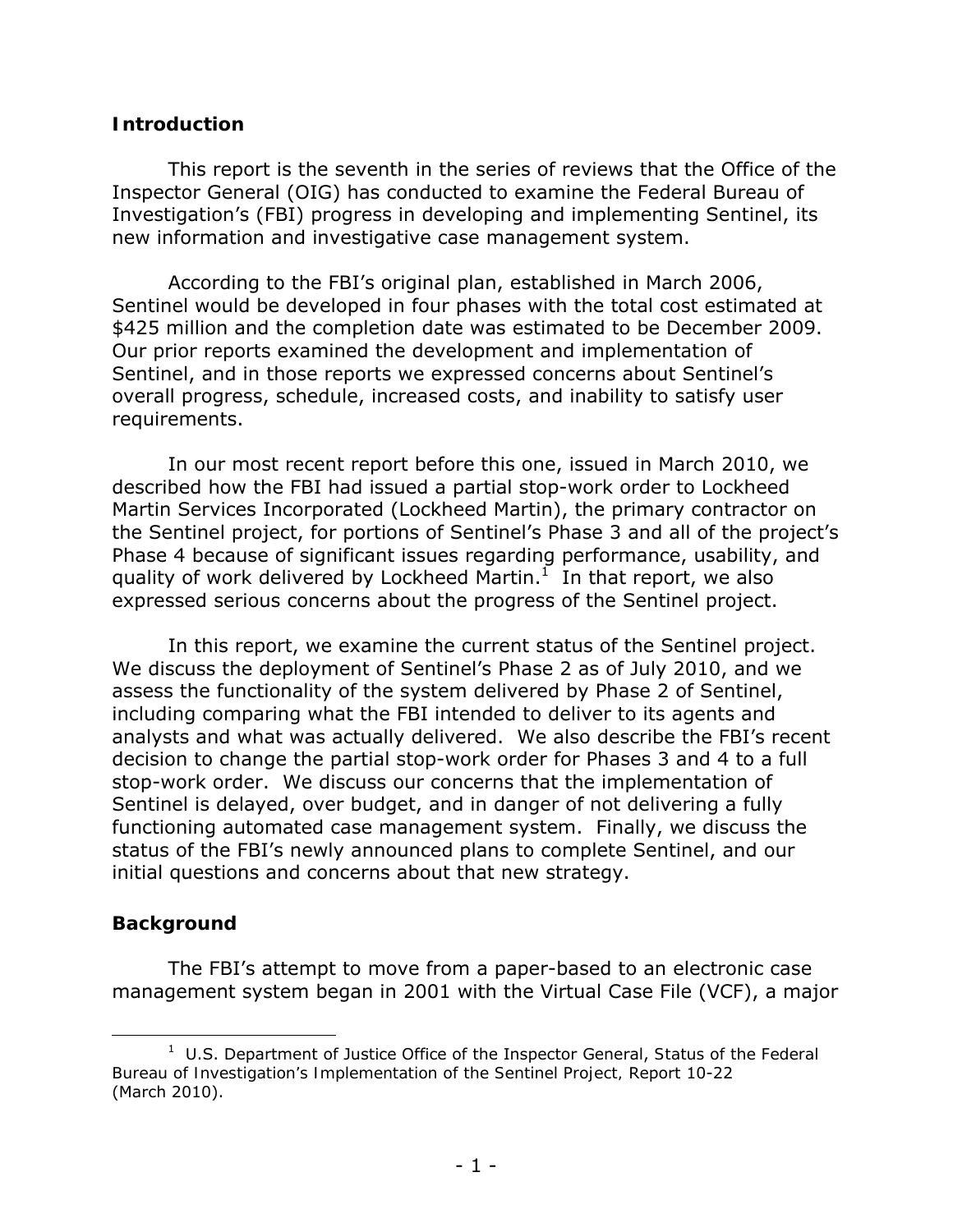## Introduction

This report is the seventh in the series of reviews that the Office of the Inspector General (OIG) has conducted to examine the Federal Bureau of Investigation's (FBI) progress in developing and implementing Sentinel, its new information and investigative case management system.

According to the FBI's original plan, established in March 2006, Sentinel would be developed in four phases with the total cost estimated at \$425 million and the completion date was estimated to be December 2009. Our prior reports examined the development and implementation of Sentinel, and in those reports we expressed concerns about Sentinel's overall progress, schedule, increased costs, and inability to satisfy user requirements.

In our most recent report before this one, issued in March 2010, we described how the FBI had issued a partial stop-work order to Lockheed Martin Services Incorporated (Lockheed Martin), the primary contractor on the Sentinel project, for portions of Sentinel's Phase 3 and all of the project's Phase 4 because of significant issues regarding performance, usability, and quality of work delivered by Lockheed Martin.[1] In that report, we also expressed serious concerns about the progress of the Sentinel project.

In this report, we examine the current status of the Sentinel project. We discuss the deployment of Sentinel's Phase 2 as of July 2010, and we assess the functionality of the system delivered by Phase 2 of Sentinel, including comparing what the FBI intended to deliver to its agents and analysts and what was actually delivered. We also describe the FBI's recent decision to change the partial stop-work order for Phases 3 and 4 to a full stop-work order. We discuss our concerns that the implementation of Sentinel is delayed, over budget, and in danger of not delivering a fully functioning automated case management system. Finally, we discuss the status of the FBI's newly announced plans to complete Sentinel, and our initial questions and concerns about that new strategy.

## Background

The FBI's attempt to move from a paper-based to an electronic case management system began in 2001 with the Virtual Case File (VCF), a major

[1] U.S. Department of Justice Office of the Inspector General, *Status of the Federal Bureau of Investigation's Implementation of the Sentinel Project*, Report 10-22 (March 2010).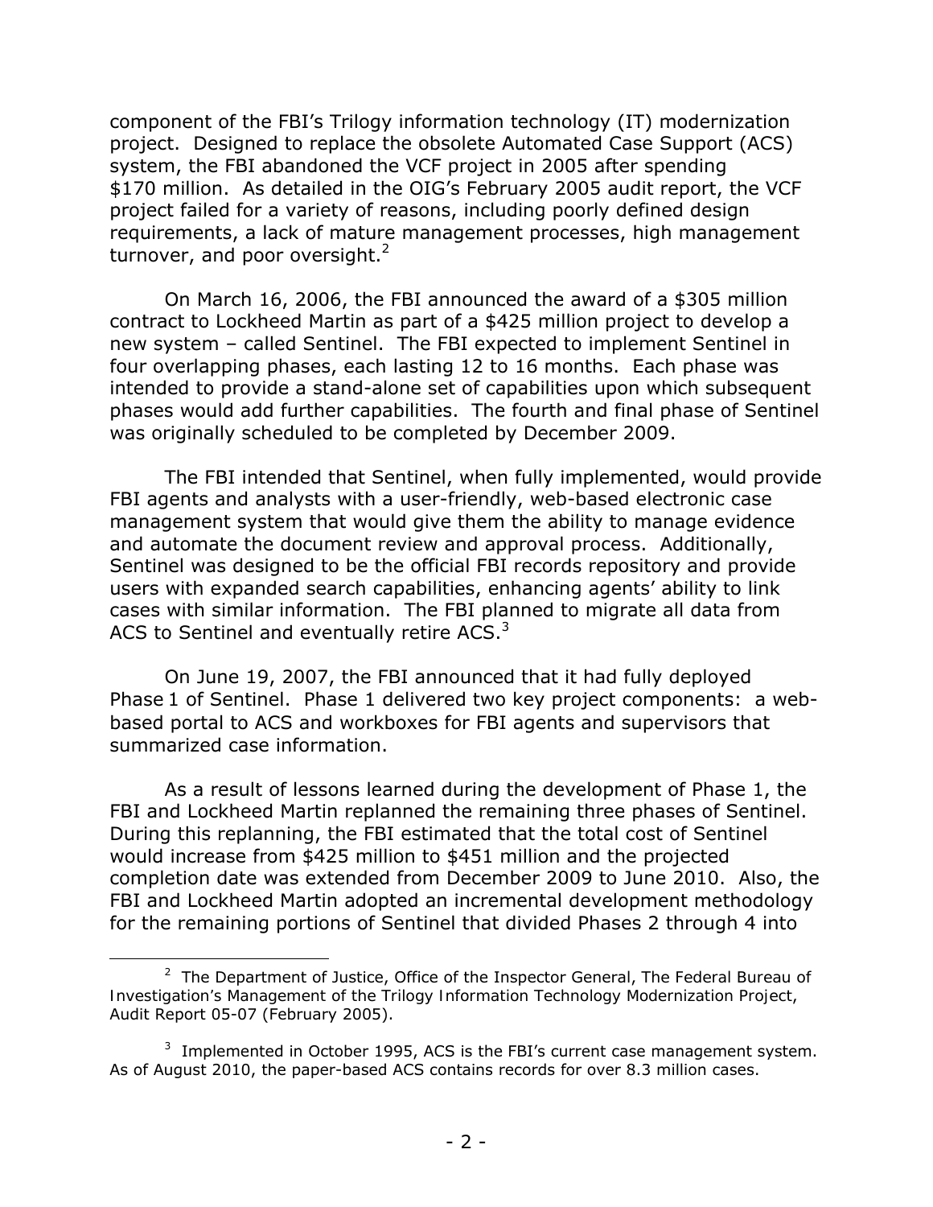component of the FBI's Trilogy information technology (IT) modernization project. Designed to replace the obsolete Automated Case Support (ACS) system, the FBI abandoned the VCF project in 2005 after spending $170 million. As detailed in the OIG's February 2005 audit report, the VCF project failed for a variety of reasons, including poorly defined design requirements, a lack of mature management processes, high management turnover, and poor oversight.[2]

On March 16, 2006, the FBI announced the award of a $305 million contract to Lockheed Martin as part of a $425 million project to develop a new system – called Sentinel. The FBI expected to implement Sentinel in four overlapping phases, each lasting 12 to 16 months. Each phase was intended to provide a stand-alone set of capabilities upon which subsequent phases would add further capabilities. The fourth and final phase of Sentinel was originally scheduled to be completed by December 2009.

The FBI intended that Sentinel, when fully implemented, would provide FBI agents and analysts with a user-friendly, web-based electronic case management system that would give them the ability to manage evidence and automate the document review and approval process. Additionally, Sentinel was designed to be the official FBI records repository and provide users with expanded search capabilities, enhancing agents' ability to link cases with similar information. The FBI planned to migrate all data from ACS to Sentinel and eventually retire ACS.[3]

On June 19, 2007, the FBI announced that it had fully deployed Phase 1 of Sentinel. Phase 1 delivered two key project components: a web-based portal to ACS and workboxes for FBI agents and supervisors that summarized case information.

As a result of lessons learned during the development of Phase 1, the FBI and Lockheed Martin replanned the remaining three phases of Sentinel. During this replanning, the FBI estimated that the total cost of Sentinel would increase from $425 million to $451 million and the projected completion date was extended from December 2009 to June 2010. Also, the FBI and Lockheed Martin adopted an incremental development methodology for the remaining portions of Sentinel that divided Phases 2 through 4 into

---

[2] The Department of Justice, Office of the Inspector General, The Federal Bureau of Investigation's Management of the Trilogy Information Technology Modernization Project, Audit Report 05-07 (February 2005).

[3] Implemented in October 1995, ACS is the FBI's current case management system. As of August 2010, the paper-based ACS contains records for over 8.3 million cases.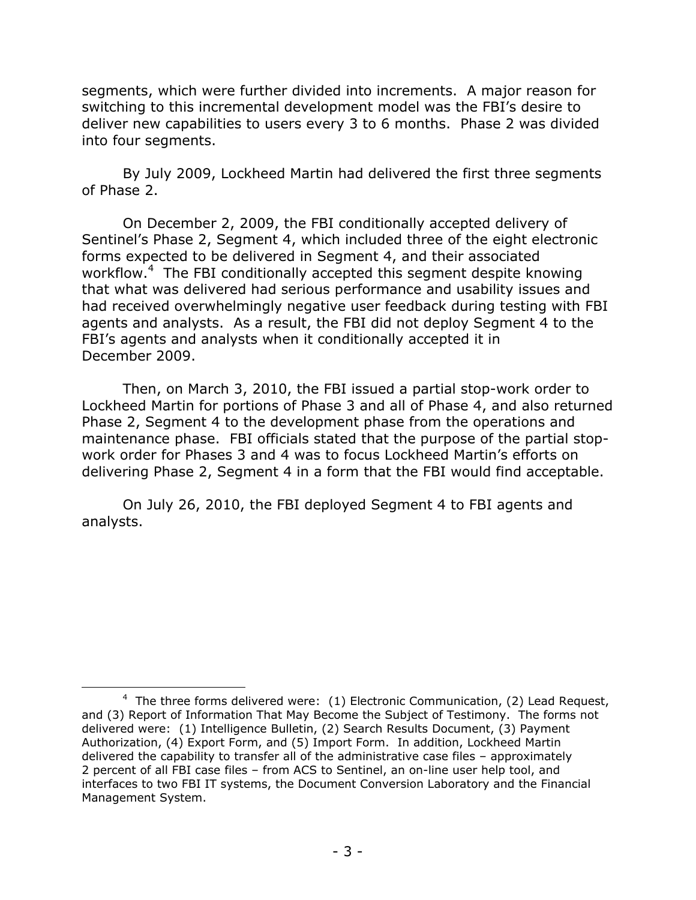segments, which were further divided into increments. A major reason for switching to this incremental development model was the FBI's desire to deliver new capabilities to users every 3 to 6 months. Phase 2 was divided into four segments.

By July 2009, Lockheed Martin had delivered the first three segments of Phase 2.

On December 2, 2009, the FBI conditionally accepted delivery of Sentinel's Phase 2, Segment 4, which included three of the eight electronic forms expected to be delivered in Segment 4, and their associated workflow.[4] The FBI conditionally accepted this segment despite knowing that what was delivered had serious performance and usability issues and had received overwhelmingly negative user feedback during testing with FBI agents and analysts. As a result, the FBI did not deploy Segment 4 to the FBI's agents and analysts when it conditionally accepted it in December 2009.

Then, on March 3, 2010, the FBI issued a partial stop-work order to Lockheed Martin for portions of Phase 3 and all of Phase 4, and also returned Phase 2, Segment 4 to the development phase from the operations and maintenance phase. FBI officials stated that the purpose of the partial stop-work order for Phases 3 and 4 was to focus Lockheed Martin's efforts on delivering Phase 2, Segment 4 in a form that the FBI would find acceptable.

On July 26, 2010, the FBI deployed Segment 4 to FBI agents and analysts.

---

[4] The three forms delivered were: (1) Electronic Communication, (2) Lead Request, and (3) Report of Information That May Become the Subject of Testimony. The forms not delivered were: (1) Intelligence Bulletin, (2) Search Results Document, (3) Payment Authorization, (4) Export Form, and (5) Import Form. In addition, Lockheed Martin delivered the capability to transfer all of the administrative case files – approximately 2 percent of all FBI case files – from ACS to Sentinel, an on-line user help tool, and interfaces to two FBI IT systems, the Document Conversion Laboratory and the Financial Management System.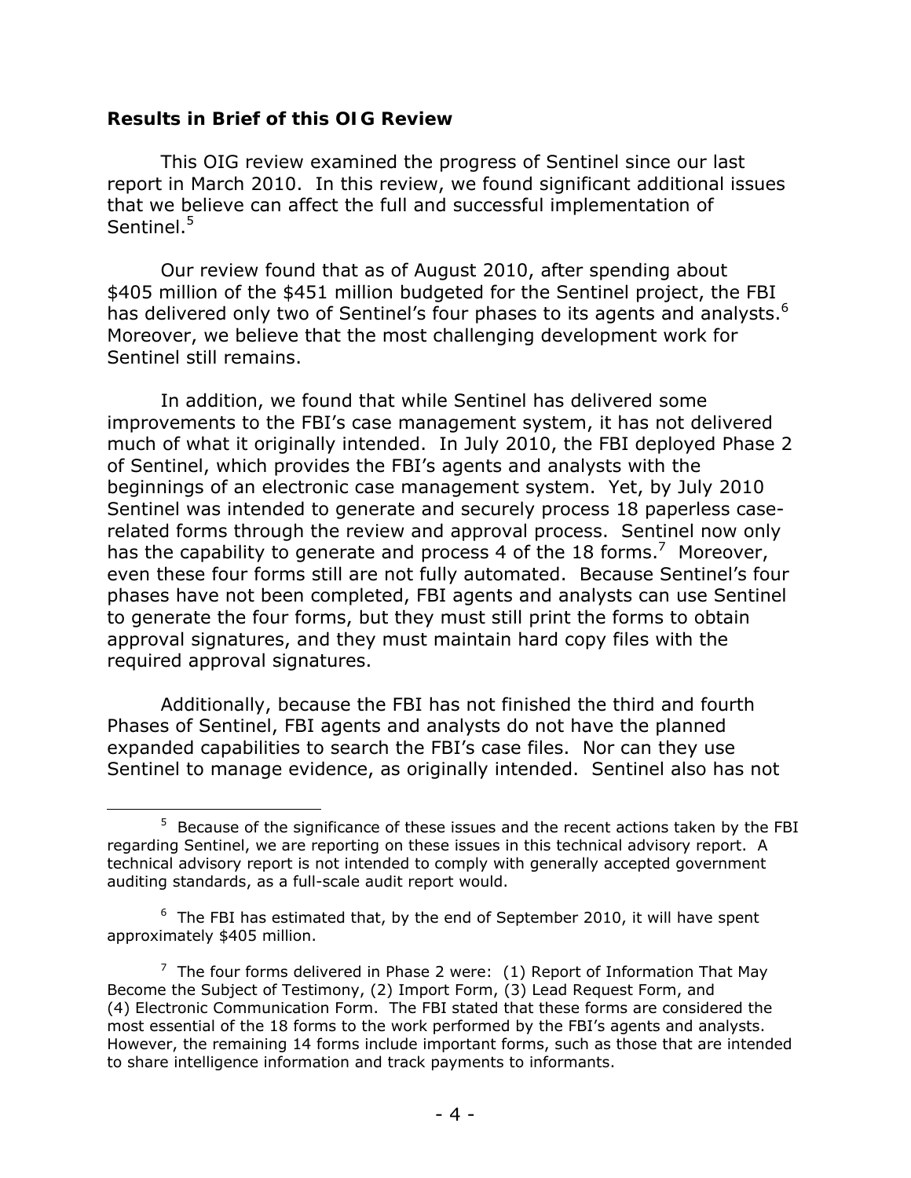**Results in Brief of this OIG Review**

This OIG review examined the progress of Sentinel since our last report in March 2010. In this review, we found significant additional issues that we believe can affect the full and successful implementation of Sentinel.[5]

Our review found that as of August 2010, after spending about $405 million of the $451 million budgeted for the Sentinel project, the FBI has delivered only two of Sentinel's four phases to its agents and analysts.[6] Moreover, we believe that the most challenging development work for Sentinel still remains.

In addition, we found that while Sentinel has delivered some improvements to the FBI's case management system, it has not delivered much of what it originally intended. In July 2010, the FBI deployed Phase 2 of Sentinel, which provides the FBI's agents and analysts with the beginnings of an electronic case management system. Yet, by July 2010 Sentinel was intended to generate and securely process 18 paperless case-related forms through the review and approval process. Sentinel now only has the capability to generate and process 4 of the 18 forms.[7] Moreover, even these four forms still are not fully automated. Because Sentinel's four phases have not been completed, FBI agents and analysts can use Sentinel to generate the four forms, but they must still print the forms to obtain approval signatures, and they must maintain hard copy files with the required approval signatures.

Additionally, because the FBI has not finished the third and fourth Phases of Sentinel, FBI agents and analysts do not have the planned expanded capabilities to search the FBI's case files. Nor can they use Sentinel to manage evidence, as originally intended. Sentinel also has not

---

[5] Because of the significance of these issues and the recent actions taken by the FBI regarding Sentinel, we are reporting on these issues in this technical advisory report. A technical advisory report is not intended to comply with generally accepted government auditing standards, as a full-scale audit report would.

[6] The FBI has estimated that, by the end of September 2010, it will have spent approximately $405 million.

[7] The four forms delivered in Phase 2 were: (1) Report of Information That May Become the Subject of Testimony, (2) Import Form, (3) Lead Request Form, and (4) Electronic Communication Form. The FBI stated that these forms are considered the most essential of the 18 forms to the work performed by the FBI's agents and analysts. However, the remaining 14 forms include important forms, such as those that are intended to share intelligence information and track payments to informants.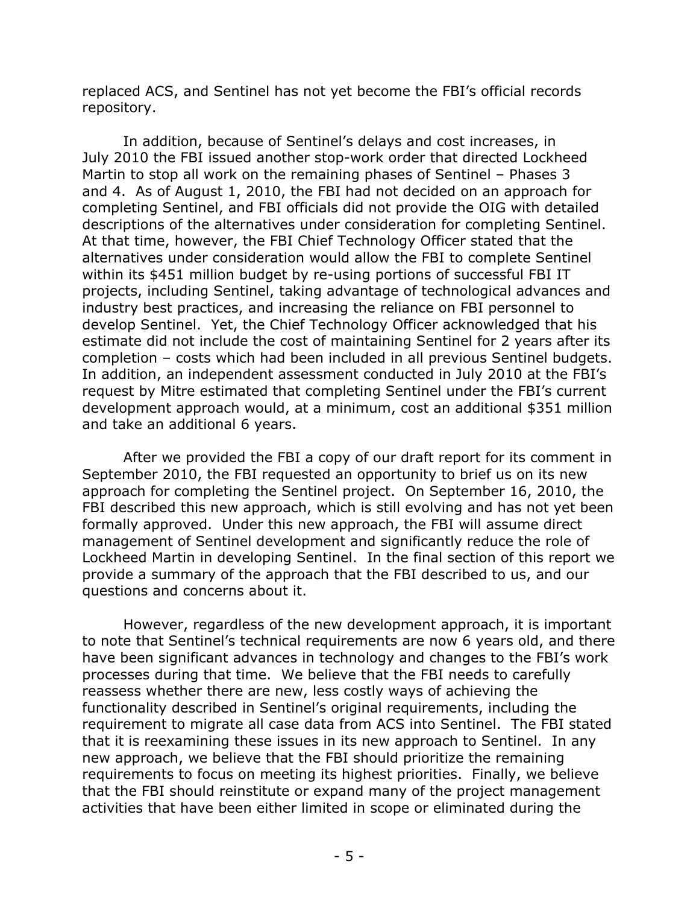replaced ACS, and Sentinel has not yet become the FBI's official records repository.

In addition, because of Sentinel's delays and cost increases, in July 2010 the FBI issued another stop-work order that directed Lockheed Martin to stop all work on the remaining phases of Sentinel – Phases 3 and 4. As of August 1, 2010, the FBI had not decided on an approach for completing Sentinel, and FBI officials did not provide the OIG with detailed descriptions of the alternatives under consideration for completing Sentinel. At that time, however, the FBI Chief Technology Officer stated that the alternatives under consideration would allow the FBI to complete Sentinel within its $451 million budget by re-using portions of successful FBI IT projects, including Sentinel, taking advantage of technological advances and industry best practices, and increasing the reliance on FBI personnel to develop Sentinel. Yet, the Chief Technology Officer acknowledged that his estimate did not include the cost of maintaining Sentinel for 2 years after its completion – costs which had been included in all previous Sentinel budgets. In addition, an independent assessment conducted in July 2010 at the FBI's request by Mitre estimated that completing Sentinel under the FBI's current development approach would, at a minimum, cost an additional $351 million and take an additional 6 years.

After we provided the FBI a copy of our draft report for its comment in September 2010, the FBI requested an opportunity to brief us on its new approach for completing the Sentinel project. On September 16, 2010, the FBI described this new approach, which is still evolving and has not yet been formally approved. Under this new approach, the FBI will assume direct management of Sentinel development and significantly reduce the role of Lockheed Martin in developing Sentinel. In the final section of this report we provide a summary of the approach that the FBI described to us, and our questions and concerns about it.

However, regardless of the new development approach, it is important to note that Sentinel's technical requirements are now 6 years old, and there have been significant advances in technology and changes to the FBI's work processes during that time. We believe that the FBI needs to carefully reassess whether there are new, less costly ways of achieving the functionality described in Sentinel's original requirements, including the requirement to migrate all case data from ACS into Sentinel. The FBI stated that it is reexamining these issues in its new approach to Sentinel. In any new approach, we believe that the FBI should prioritize the remaining requirements to focus on meeting its highest priorities. Finally, we believe that the FBI should reinstitute or expand many of the project management activities that have been either limited in scope or eliminated during the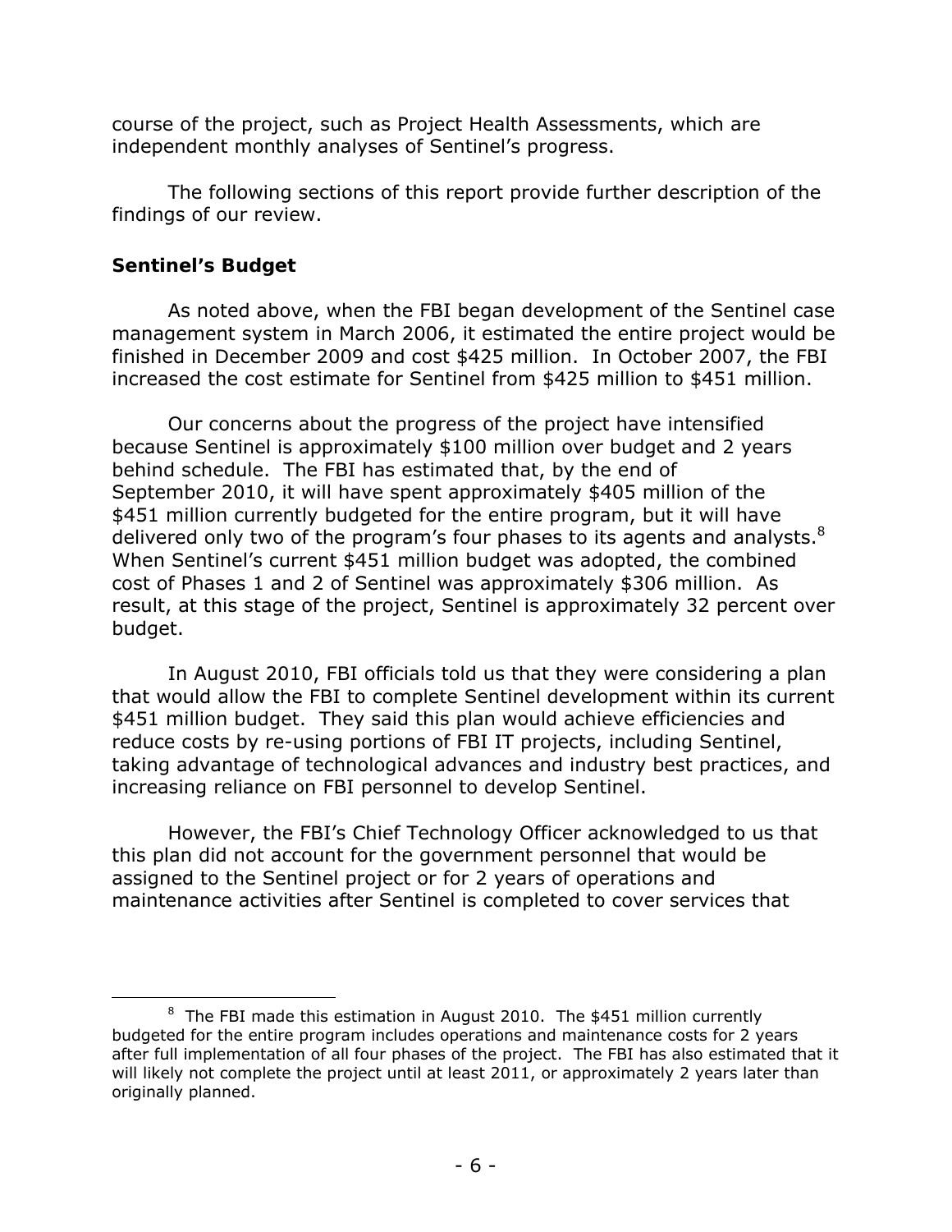course of the project, such as Project Health Assessments, which are independent monthly analyses of Sentinel's progress.

The following sections of this report provide further description of the findings of our review.

**Sentinel's Budget**

As noted above, when the FBI began development of the Sentinel case management system in March 2006, it estimated the entire project would be finished in December 2009 and cost $425 million. In October 2007, the FBI increased the cost estimate for Sentinel from $425 million to $451 million.

Our concerns about the progress of the project have intensified because Sentinel is approximately $100 million over budget and 2 years behind schedule. The FBI has estimated that, by the end of September 2010, it will have spent approximately $405 million of the $451 million currently budgeted for the entire program, but it will have delivered only two of the program's four phases to its agents and analysts.[8] When Sentinel's current $451 million budget was adopted, the combined cost of Phases 1 and 2 of Sentinel was approximately $306 million. As result, at this stage of the project, Sentinel is approximately 32 percent over budget.

In August 2010, FBI officials told us that they were considering a plan that would allow the FBI to complete Sentinel development within its current $451 million budget. They said this plan would achieve efficiencies and reduce costs by re-using portions of FBI IT projects, including Sentinel, taking advantage of technological advances and industry best practices, and increasing reliance on FBI personnel to develop Sentinel.

However, the FBI's Chief Technology Officer acknowledged to us that this plan did not account for the government personnel that would be assigned to the Sentinel project or for 2 years of operations and maintenance activities after Sentinel is completed to cover services that

---

[8] The FBI made this estimation in August 2010. The $451 million currently budgeted for the entire program includes operations and maintenance costs for 2 years after full implementation of all four phases of the project. The FBI has also estimated that it will likely not complete the project until at least 2011, or approximately 2 years later than originally planned.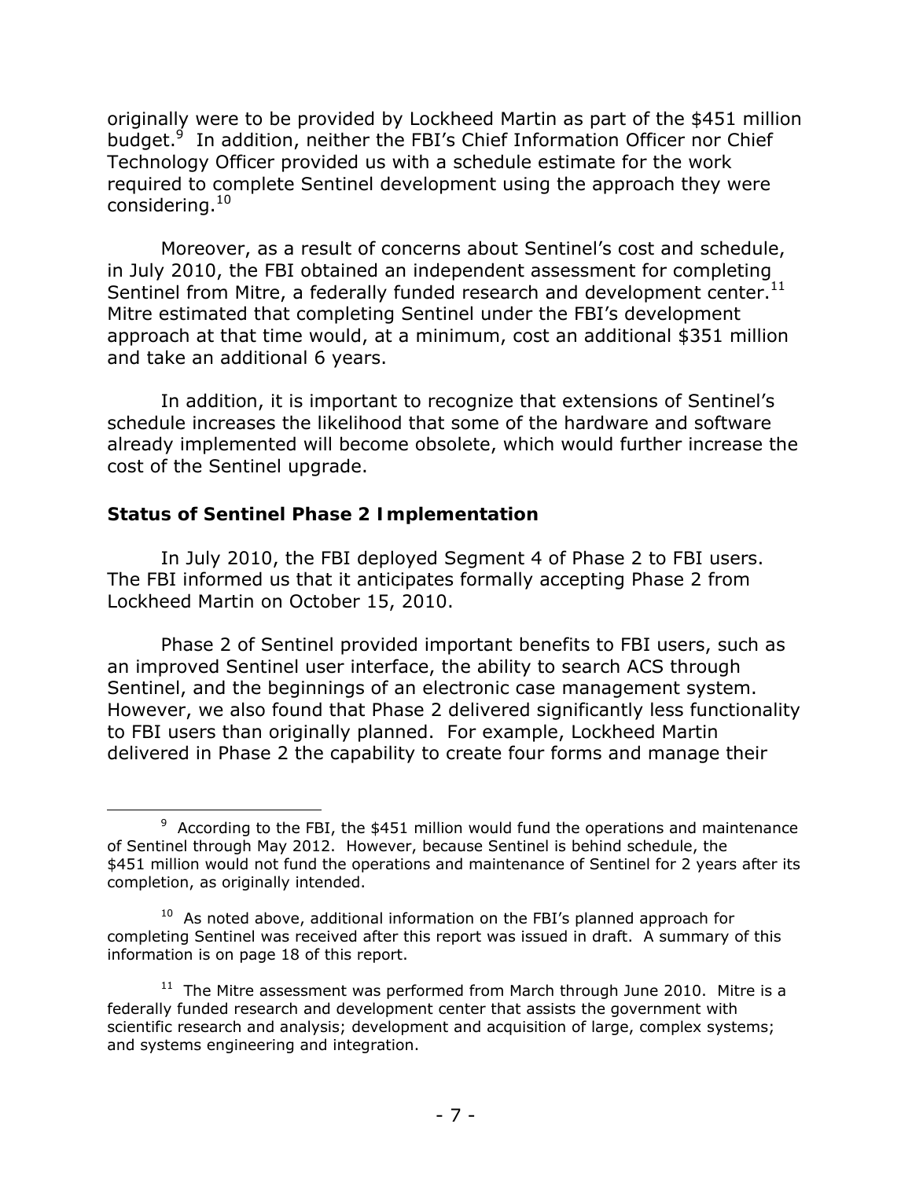originally were to be provided by Lockheed Martin as part of the $451 million budget.[9] In addition, neither the FBI's Chief Information Officer nor Chief Technology Officer provided us with a schedule estimate for the work required to complete Sentinel development using the approach they were considering.[10]

Moreover, as a result of concerns about Sentinel's cost and schedule, in July 2010, the FBI obtained an independent assessment for completing Sentinel from Mitre, a federally funded research and development center.[11] Mitre estimated that completing Sentinel under the FBI's development approach at that time would, at a minimum, cost an additional $351 million and take an additional 6 years.

In addition, it is important to recognize that extensions of Sentinel's schedule increases the likelihood that some of the hardware and software already implemented will become obsolete, which would further increase the cost of the Sentinel upgrade.

**Status of Sentinel Phase 2 Implementation**

In July 2010, the FBI deployed Segment 4 of Phase 2 to FBI users. The FBI informed us that it anticipates formally accepting Phase 2 from Lockheed Martin on October 15, 2010.

Phase 2 of Sentinel provided important benefits to FBI users, such as an improved Sentinel user interface, the ability to search ACS through Sentinel, and the beginnings of an electronic case management system. However, we also found that Phase 2 delivered significantly less functionality to FBI users than originally planned. For example, Lockheed Martin delivered in Phase 2 the capability to create four forms and manage their

---

[9] According to the FBI, the $451 million would fund the operations and maintenance of Sentinel through May 2012. However, because Sentinel is behind schedule, the $451 million would not fund the operations and maintenance of Sentinel for 2 years after its completion, as originally intended.

[10] As noted above, additional information on the FBI's planned approach for completing Sentinel was received after this report was issued in draft. A summary of this information is on page 18 of this report.

[11] The Mitre assessment was performed from March through June 2010. Mitre is a federally funded research and development center that assists the government with scientific research and analysis; development and acquisition of large, complex systems; and systems engineering and integration.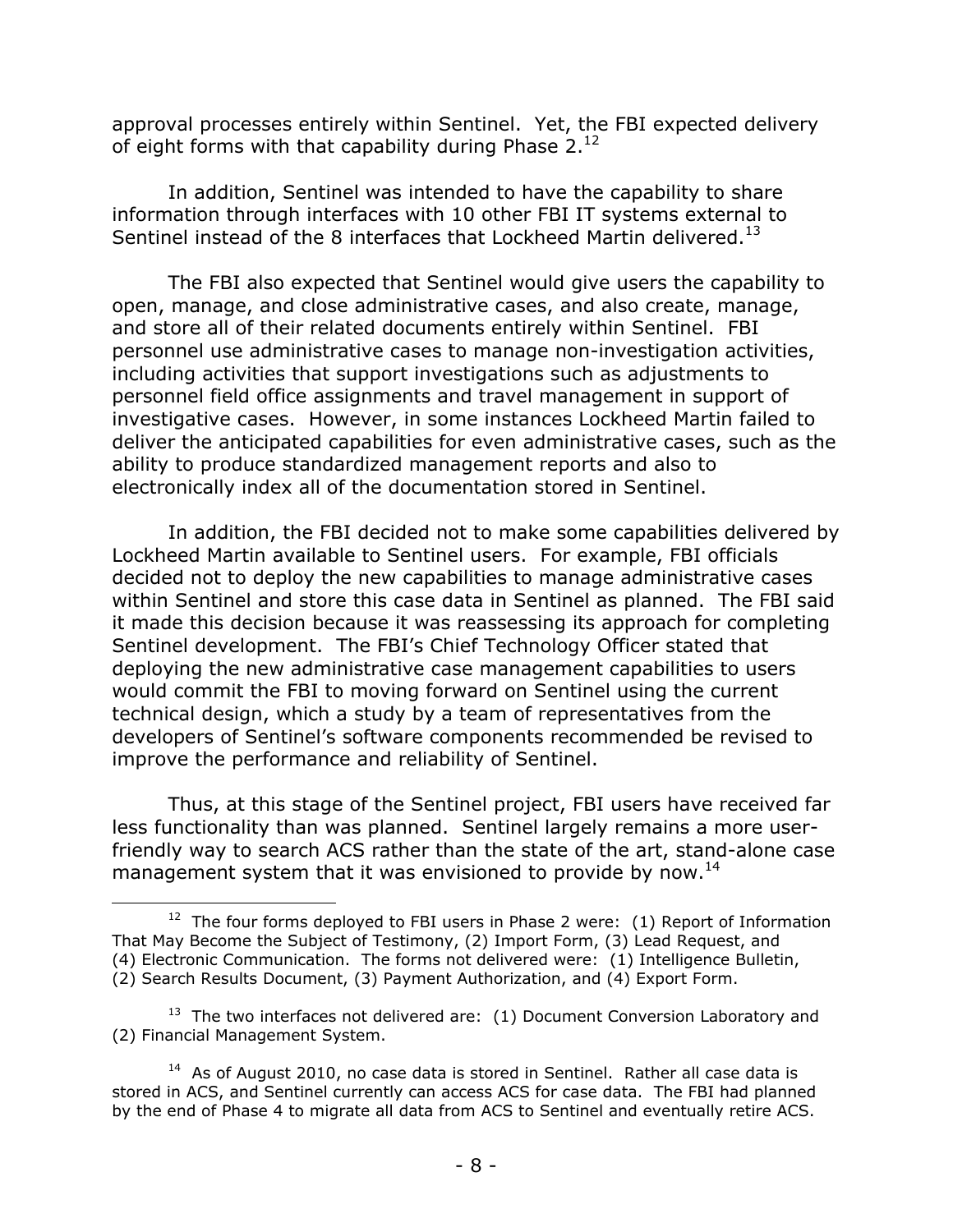approval processes entirely within Sentinel. Yet, the FBI expected delivery of eight forms with that capability during Phase 2.[12]

In addition, Sentinel was intended to have the capability to share information through interfaces with 10 other FBI IT systems external to Sentinel instead of the 8 interfaces that Lockheed Martin delivered.[13]

The FBI also expected that Sentinel would give users the capability to open, manage, and close administrative cases, and also create, manage, and store all of their related documents entirely within Sentinel. FBI personnel use administrative cases to manage non-investigation activities, including activities that support investigations such as adjustments to personnel field office assignments and travel management in support of investigative cases. However, in some instances Lockheed Martin failed to deliver the anticipated capabilities for even administrative cases, such as the ability to produce standardized management reports and also to electronically index all of the documentation stored in Sentinel.

In addition, the FBI decided not to make some capabilities delivered by Lockheed Martin available to Sentinel users. For example, FBI officials decided not to deploy the new capabilities to manage administrative cases within Sentinel and store this case data in Sentinel as planned. The FBI said it made this decision because it was reassessing its approach for completing Sentinel development. The FBI's Chief Technology Officer stated that deploying the new administrative case management capabilities to users would commit the FBI to moving forward on Sentinel using the current technical design, which a study by a team of representatives from the developers of Sentinel's software components recommended be revised to improve the performance and reliability of Sentinel.

Thus, at this stage of the Sentinel project, FBI users have received far less functionality than was planned. Sentinel largely remains a more user-friendly way to search ACS rather than the state of the art, stand-alone case management system that it was envisioned to provide by now.[14]

---

[12] The four forms deployed to FBI users in Phase 2 were: (1) Report of Information That May Become the Subject of Testimony, (2) Import Form, (3) Lead Request, and (4) Electronic Communication. The forms not delivered were: (1) Intelligence Bulletin, (2) Search Results Document, (3) Payment Authorization, and (4) Export Form.

[13] The two interfaces not delivered are: (1) Document Conversion Laboratory and (2) Financial Management System.

[14] As of August 2010, no case data is stored in Sentinel. Rather all case data is stored in ACS, and Sentinel currently can access ACS for case data. The FBI had planned by the end of Phase 4 to migrate all data from ACS to Sentinel and eventually retire ACS.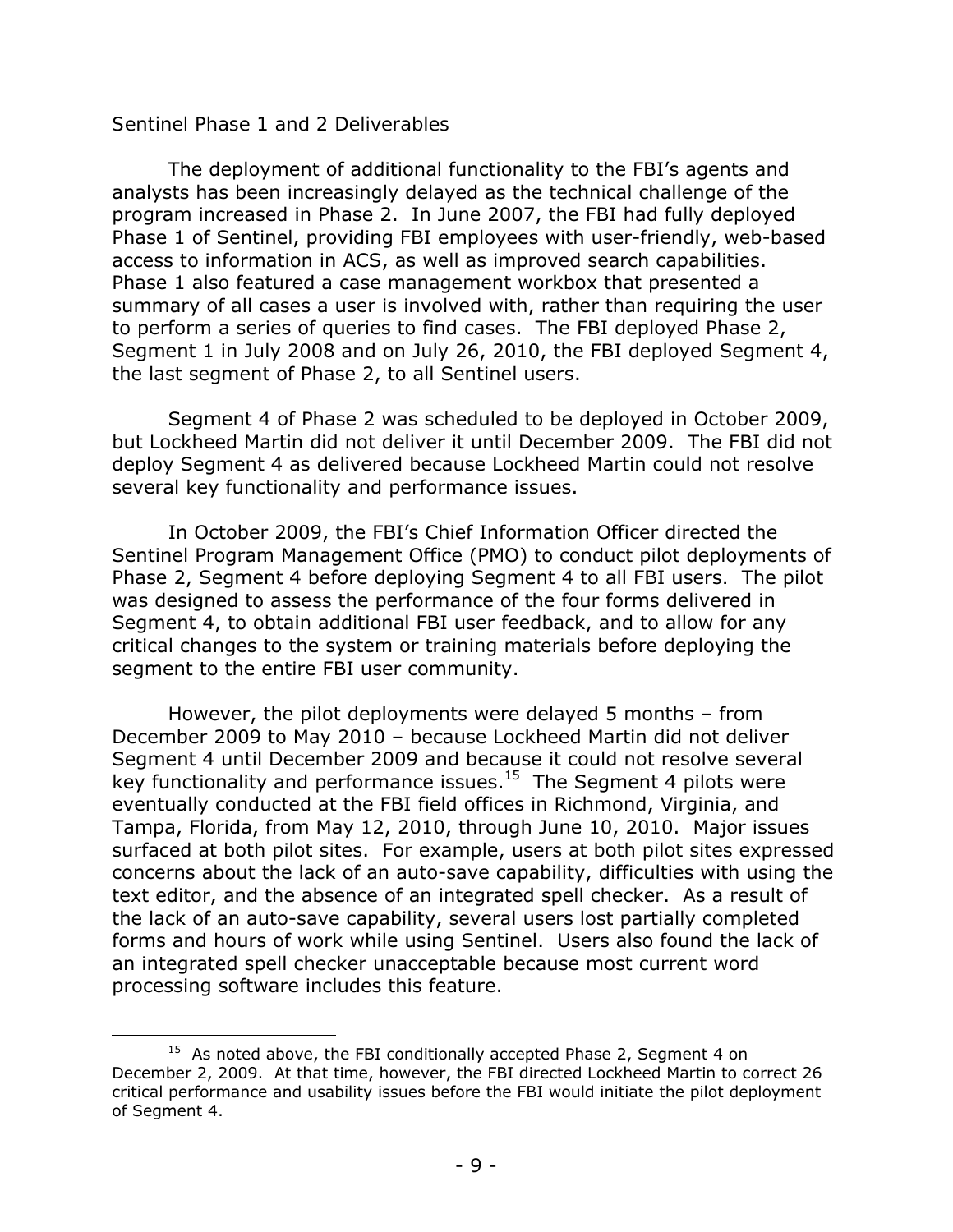*Sentinel Phase 1 and 2 Deliverables*

The deployment of additional functionality to the FBI's agents and analysts has been increasingly delayed as the technical challenge of the program increased in Phase 2. In June 2007, the FBI had fully deployed Phase 1 of Sentinel, providing FBI employees with user-friendly, web-based access to information in ACS, as well as improved search capabilities. Phase 1 also featured a case management workbox that presented a summary of all cases a user is involved with, rather than requiring the user to perform a series of queries to find cases. The FBI deployed Phase 2, Segment 1 in July 2008 and on July 26, 2010, the FBI deployed Segment 4, the last segment of Phase 2, to all Sentinel users.

Segment 4 of Phase 2 was scheduled to be deployed in October 2009, but Lockheed Martin did not deliver it until December 2009. The FBI did not deploy Segment 4 as delivered because Lockheed Martin could not resolve several key functionality and performance issues.

In October 2009, the FBI's Chief Information Officer directed the Sentinel Program Management Office (PMO) to conduct pilot deployments of Phase 2, Segment 4 before deploying Segment 4 to all FBI users. The pilot was designed to assess the performance of the four forms delivered in Segment 4, to obtain additional FBI user feedback, and to allow for any critical changes to the system or training materials before deploying the segment to the entire FBI user community.

However, the pilot deployments were delayed 5 months – from December 2009 to May 2010 – because Lockheed Martin did not deliver Segment 4 until December 2009 and because it could not resolve several key functionality and performance issues.[15] The Segment 4 pilots were eventually conducted at the FBI field offices in Richmond, Virginia, and Tampa, Florida, from May 12, 2010, through June 10, 2010. Major issues surfaced at both pilot sites. For example, users at both pilot sites expressed concerns about the lack of an auto-save capability, difficulties with using the text editor, and the absence of an integrated spell checker. As a result of the lack of an auto-save capability, several users lost partially completed forms and hours of work while using Sentinel. Users also found the lack of an integrated spell checker unacceptable because most current word processing software includes this feature.

---

[15] As noted above, the FBI conditionally accepted Phase 2, Segment 4 on December 2, 2009. At that time, however, the FBI directed Lockheed Martin to correct 26 critical performance and usability issues before the FBI would initiate the pilot deployment of Segment 4.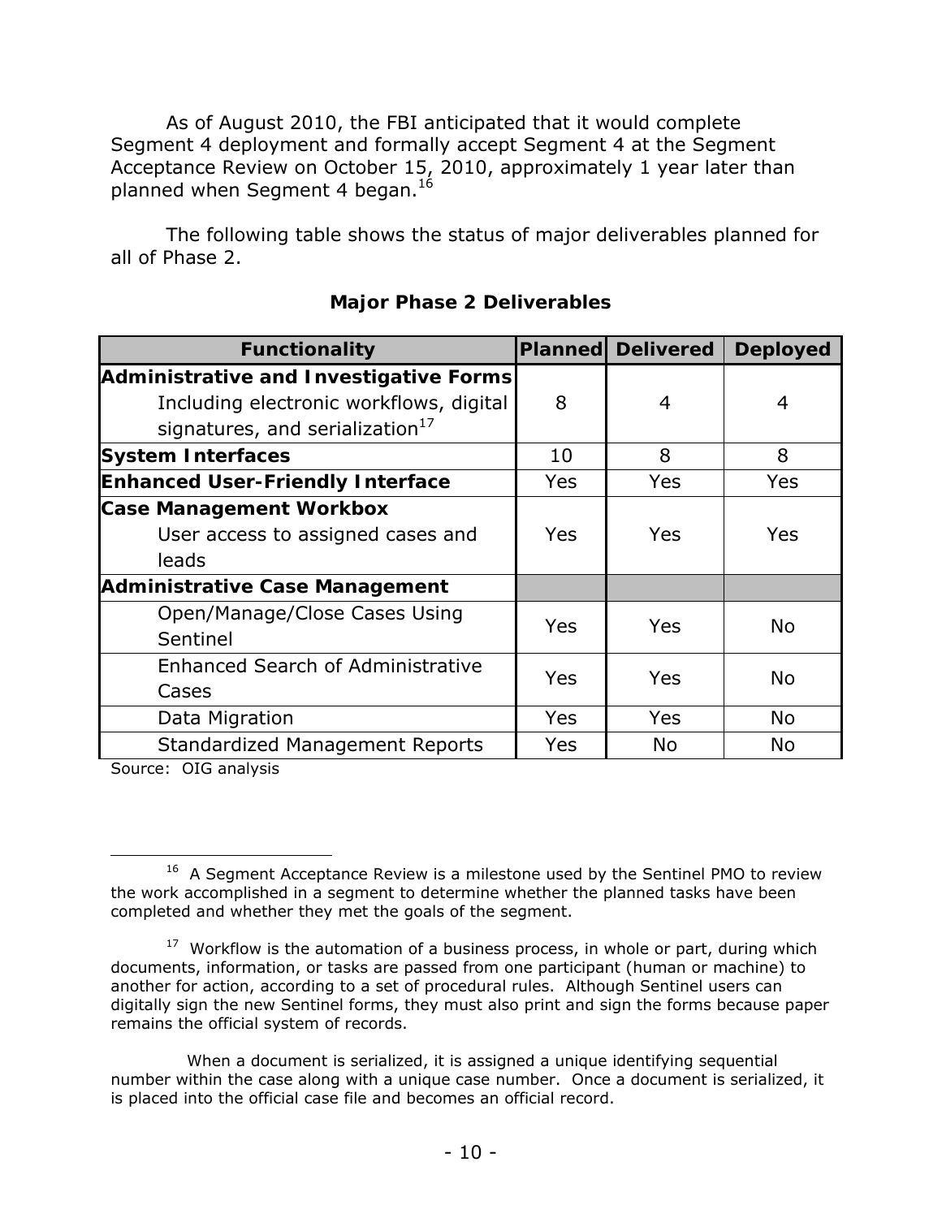As of August 2010, the FBI anticipated that it would complete Segment 4 deployment and formally accept Segment 4 at the Segment Acceptance Review on October 15, 2010, approximately 1 year later than planned when Segment 4 began.[16]

The following table shows the status of major deliverables planned for all of Phase 2.

**Major Phase 2 Deliverables**

| Functionality | Planned | Delivered | Deployed |
|---|---|---|---|
| **Administrative and Investigative Forms** Including electronic workflows, digital signatures, and serialization[17] | 8 | 4 | 4 |
| **System Interfaces** | 10 | 8 | 8 |
| **Enhanced User-Friendly Interface** | Yes | Yes | Yes |
| **Case Management Workbox** User access to assigned cases and leads | Yes | Yes | Yes |
| **Administrative Case Management** | | | |
| Open/Manage/Close Cases Using Sentinel | Yes | Yes | No |
| Enhanced Search of Administrative Cases | Yes | Yes | No |
| Data Migration | Yes | Yes | No |
| Standardized Management Reports | Yes | No | No |

Source: OIG analysis

---

[16] A Segment Acceptance Review is a milestone used by the Sentinel PMO to review the work accomplished in a segment to determine whether the planned tasks have been completed and whether they met the goals of the segment.

[17] Workflow is the automation of a business process, in whole or part, during which documents, information, or tasks are passed from one participant (human or machine) to another for action, according to a set of procedural rules. Although Sentinel users can digitally sign the new Sentinel forms, they must also print and sign the forms because paper remains the official system of records.

When a document is serialized, it is assigned a unique identifying sequential number within the case along with a unique case number. Once a document is serialized, it is placed into the official case file and becomes an official record.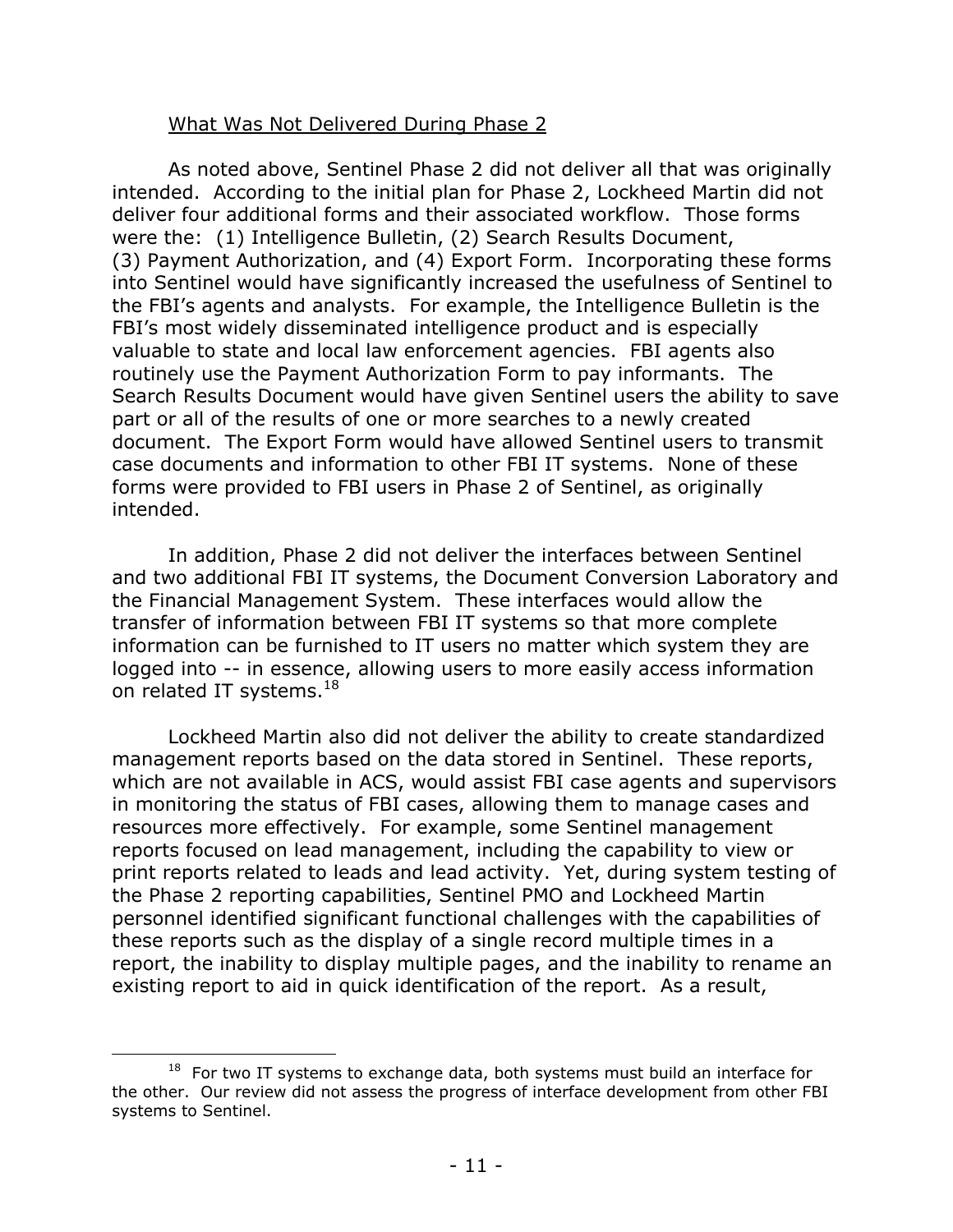What Was Not Delivered During Phase 2

As noted above, Sentinel Phase 2 did not deliver all that was originally intended. According to the initial plan for Phase 2, Lockheed Martin did not deliver four additional forms and their associated workflow. Those forms were the: (1) Intelligence Bulletin, (2) Search Results Document, (3) Payment Authorization, and (4) Export Form. Incorporating these forms into Sentinel would have significantly increased the usefulness of Sentinel to the FBI's agents and analysts. For example, the Intelligence Bulletin is the FBI's most widely disseminated intelligence product and is especially valuable to state and local law enforcement agencies. FBI agents also routinely use the Payment Authorization Form to pay informants. The Search Results Document would have given Sentinel users the ability to save part or all of the results of one or more searches to a newly created document. The Export Form would have allowed Sentinel users to transmit case documents and information to other FBI IT systems. None of these forms were provided to FBI users in Phase 2 of Sentinel, as originally intended.

In addition, Phase 2 did not deliver the interfaces between Sentinel and two additional FBI IT systems, the Document Conversion Laboratory and the Financial Management System. These interfaces would allow the transfer of information between FBI IT systems so that more complete information can be furnished to IT users no matter which system they are logged into -- in essence, allowing users to more easily access information on related IT systems.[18]

Lockheed Martin also did not deliver the ability to create standardized management reports based on the data stored in Sentinel. These reports, which are not available in ACS, would assist FBI case agents and supervisors in monitoring the status of FBI cases, allowing them to manage cases and resources more effectively. For example, some Sentinel management reports focused on lead management, including the capability to view or print reports related to leads and lead activity. Yet, during system testing of the Phase 2 reporting capabilities, Sentinel PMO and Lockheed Martin personnel identified significant functional challenges with the capabilities of these reports such as the display of a single record multiple times in a report, the inability to display multiple pages, and the inability to rename an existing report to aid in quick identification of the report. As a result,

---

[18] For two IT systems to exchange data, both systems must build an interface for the other. Our review did not assess the progress of interface development from other FBI systems to Sentinel.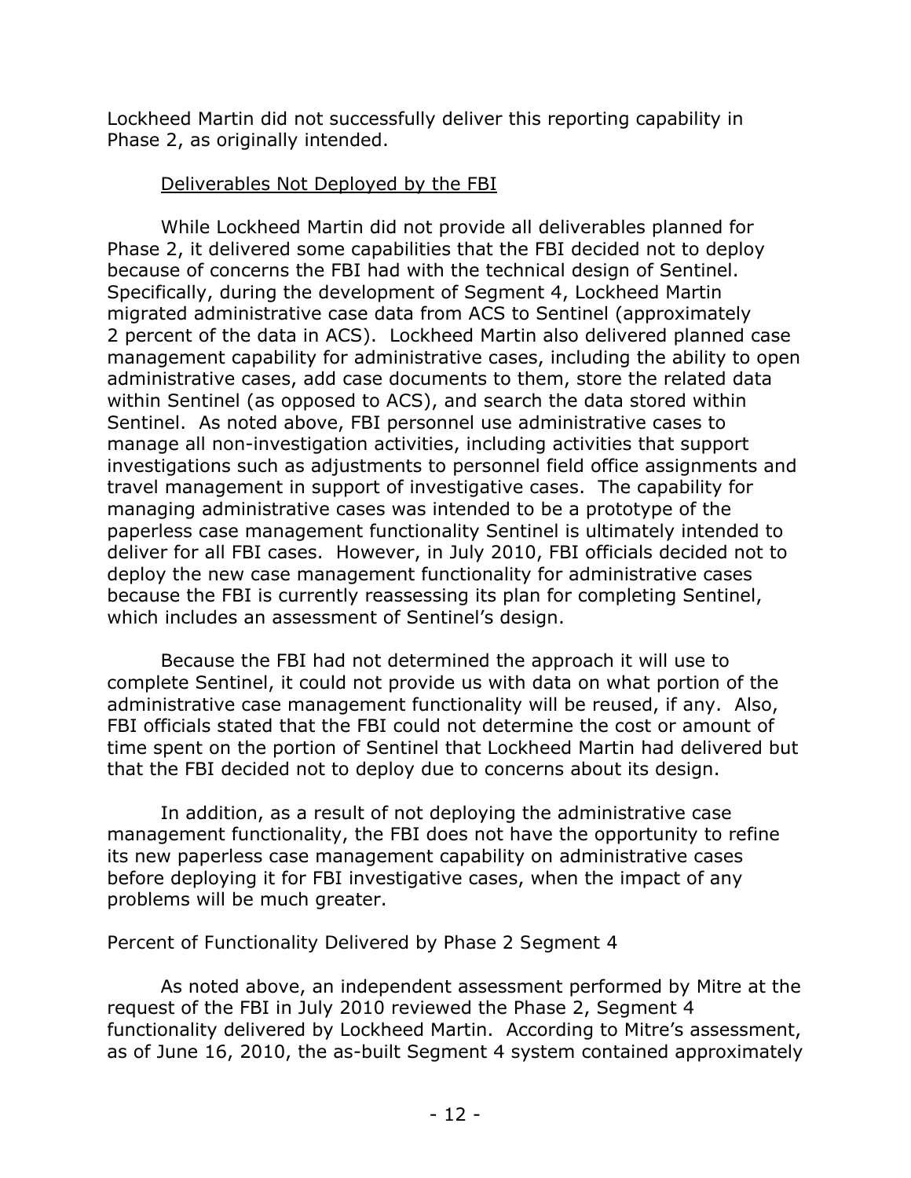Lockheed Martin did not successfully deliver this reporting capability in Phase 2, as originally intended.

<u>Deliverables Not Deployed by the FBI</u>

While Lockheed Martin did not provide all deliverables planned for Phase 2, it delivered some capabilities that the FBI decided not to deploy because of concerns the FBI had with the technical design of Sentinel. Specifically, during the development of Segment 4, Lockheed Martin migrated administrative case data from ACS to Sentinel (approximately 2 percent of the data in ACS). Lockheed Martin also delivered planned case management capability for administrative cases, including the ability to open administrative cases, add case documents to them, store the related data within Sentinel (as opposed to ACS), and search the data stored within Sentinel. As noted above, FBI personnel use administrative cases to manage all non-investigation activities, including activities that support investigations such as adjustments to personnel field office assignments and travel management in support of investigative cases. The capability for managing administrative cases was intended to be a prototype of the paperless case management functionality Sentinel is ultimately intended to deliver for all FBI cases. However, in July 2010, FBI officials decided not to deploy the new case management functionality for administrative cases because the FBI is currently reassessing its plan for completing Sentinel, which includes an assessment of Sentinel's design.

Because the FBI had not determined the approach it will use to complete Sentinel, it could not provide us with data on what portion of the administrative case management functionality will be reused, if any. Also, FBI officials stated that the FBI could not determine the cost or amount of time spent on the portion of Sentinel that Lockheed Martin had delivered but that the FBI decided not to deploy due to concerns about its design.

In addition, as a result of not deploying the administrative case management functionality, the FBI does not have the opportunity to refine its new paperless case management capability on administrative cases before deploying it for FBI investigative cases, when the impact of any problems will be much greater.

*Percent of Functionality Delivered by Phase 2 Segment 4*

As noted above, an independent assessment performed by Mitre at the request of the FBI in July 2010 reviewed the Phase 2, Segment 4 functionality delivered by Lockheed Martin. According to Mitre's assessment, as of June 16, 2010, the as-built Segment 4 system contained approximately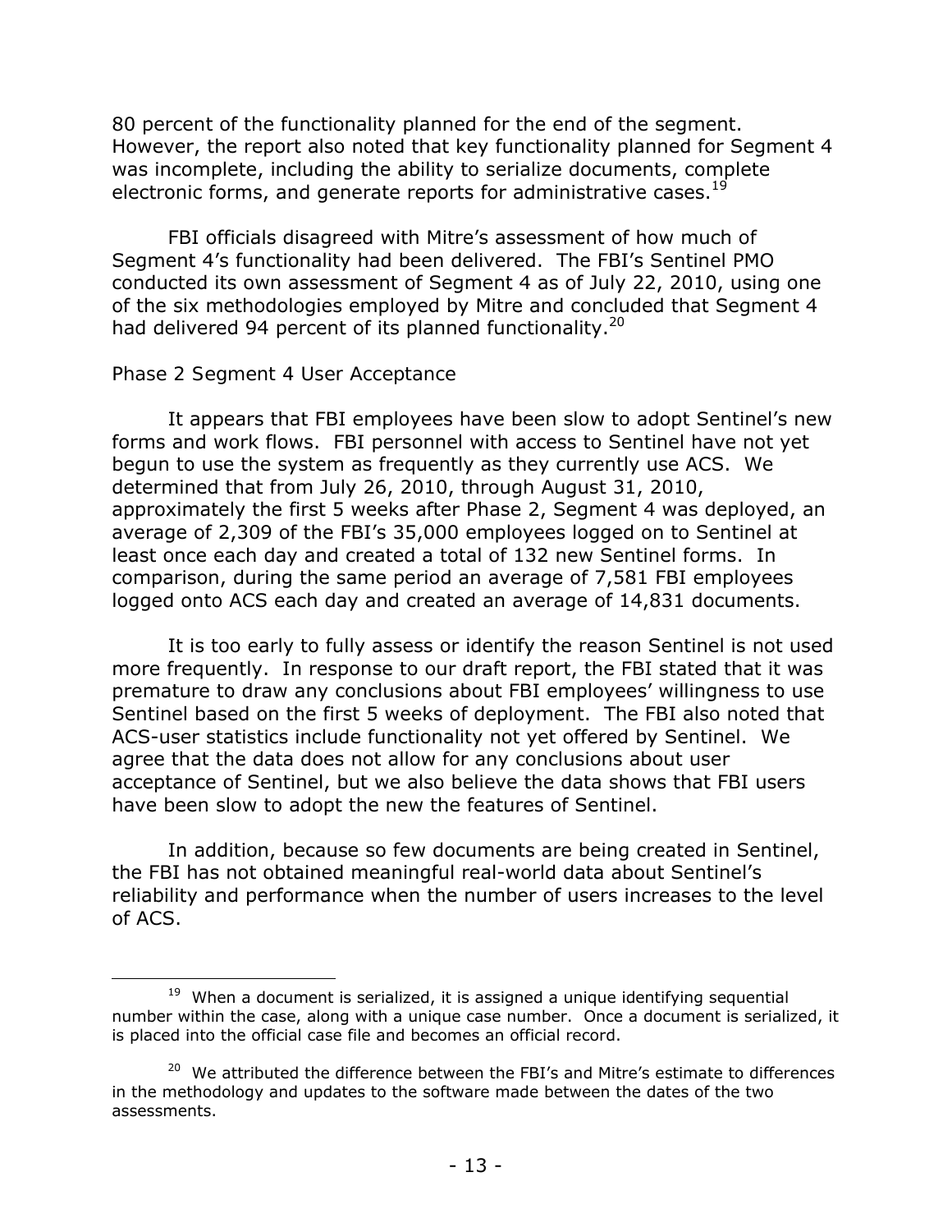80 percent of the functionality planned for the end of the segment. However, the report also noted that key functionality planned for Segment 4 was incomplete, including the ability to serialize documents, complete electronic forms, and generate reports for administrative cases.[19]

FBI officials disagreed with Mitre's assessment of how much of Segment 4's functionality had been delivered. The FBI's Sentinel PMO conducted its own assessment of Segment 4 as of July 22, 2010, using one of the six methodologies employed by Mitre and concluded that Segment 4 had delivered 94 percent of its planned functionality.[20]

### Phase 2 Segment 4 User Acceptance

It appears that FBI employees have been slow to adopt Sentinel's new forms and work flows. FBI personnel with access to Sentinel have not yet begun to use the system as frequently as they currently use ACS. We determined that from July 26, 2010, through August 31, 2010, approximately the first 5 weeks after Phase 2, Segment 4 was deployed, an average of 2,309 of the FBI's 35,000 employees logged on to Sentinel at least once each day and created a total of 132 new Sentinel forms. In comparison, during the same period an average of 7,581 FBI employees logged onto ACS each day and created an average of 14,831 documents.

It is too early to fully assess or identify the reason Sentinel is not used more frequently. In response to our draft report, the FBI stated that it was premature to draw any conclusions about FBI employees' willingness to use Sentinel based on the first 5 weeks of deployment. The FBI also noted that ACS-user statistics include functionality not yet offered by Sentinel. We agree that the data does not allow for any conclusions about user acceptance of Sentinel, but we also believe the data shows that FBI users have been slow to adopt the new the features of Sentinel.

In addition, because so few documents are being created in Sentinel, the FBI has not obtained meaningful real-world data about Sentinel's reliability and performance when the number of users increases to the level of ACS.

---

[19] When a document is serialized, it is assigned a unique identifying sequential number within the case, along with a unique case number. Once a document is serialized, it is placed into the official case file and becomes an official record.

[20] We attributed the difference between the FBI's and Mitre's estimate to differences in the methodology and updates to the software made between the dates of the two assessments.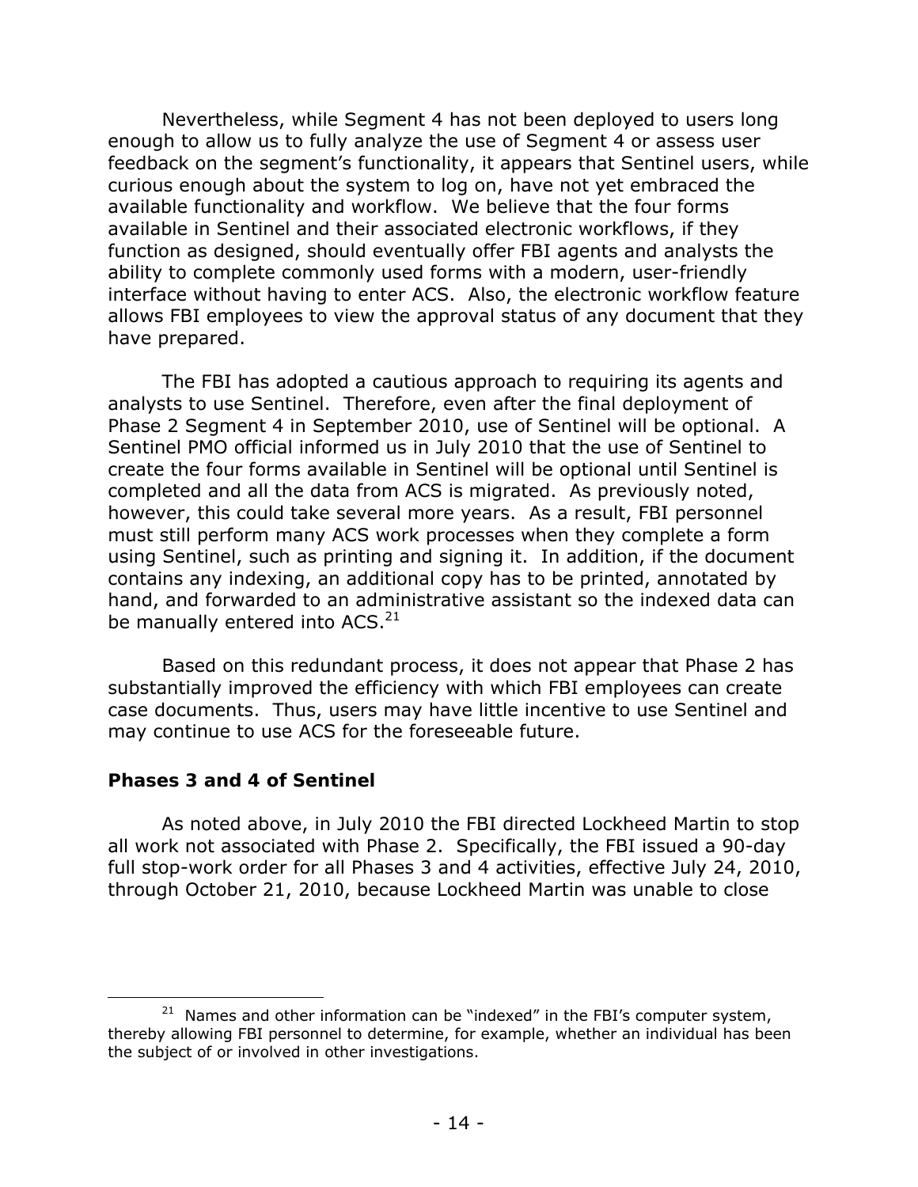Nevertheless, while Segment 4 has not been deployed to users long enough to allow us to fully analyze the use of Segment 4 or assess user feedback on the segment's functionality, it appears that Sentinel users, while curious enough about the system to log on, have not yet embraced the available functionality and workflow. We believe that the four forms available in Sentinel and their associated electronic workflows, if they function as designed, should eventually offer FBI agents and analysts the ability to complete commonly used forms with a modern, user-friendly interface without having to enter ACS. Also, the electronic workflow feature allows FBI employees to view the approval status of any document that they have prepared.

The FBI has adopted a cautious approach to requiring its agents and analysts to use Sentinel. Therefore, even after the final deployment of Phase 2 Segment 4 in September 2010, use of Sentinel will be optional. A Sentinel PMO official informed us in July 2010 that the use of Sentinel to create the four forms available in Sentinel will be optional until Sentinel is completed and all the data from ACS is migrated. As previously noted, however, this could take several more years. As a result, FBI personnel must still perform many ACS work processes when they complete a form using Sentinel, such as printing and signing it. In addition, if the document contains any indexing, an additional copy has to be printed, annotated by hand, and forwarded to an administrative assistant so the indexed data can be manually entered into ACS.[21]

Based on this redundant process, it does not appear that Phase 2 has substantially improved the efficiency with which FBI employees can create case documents. Thus, users may have little incentive to use Sentinel and may continue to use ACS for the foreseeable future.

### Phases 3 and 4 of Sentinel

As noted above, in July 2010 the FBI directed Lockheed Martin to stop all work not associated with Phase 2. Specifically, the FBI issued a 90-day full stop-work order for all Phases 3 and 4 activities, effective July 24, 2010, through October 21, 2010, because Lockheed Martin was unable to close

[21] Names and other information can be "indexed" in the FBI's computer system, thereby allowing FBI personnel to determine, for example, whether an individual has been the subject of or involved in other investigations.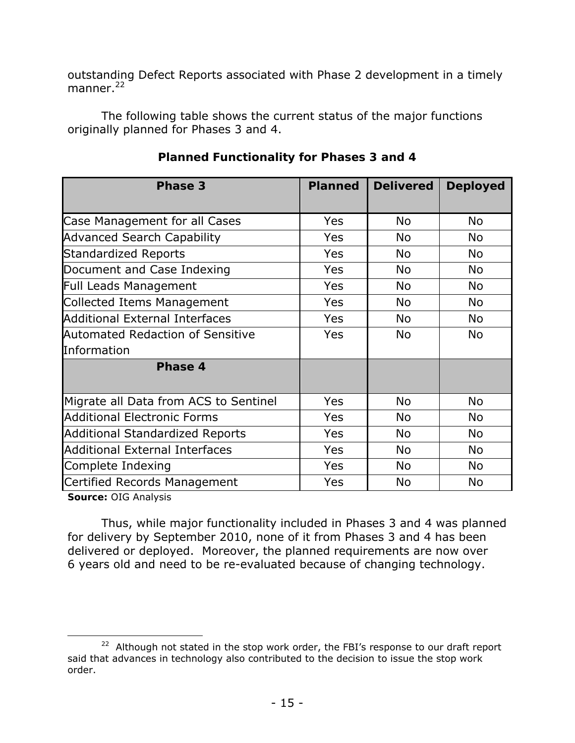outstanding Defect Reports associated with Phase 2 development in a timely manner.[22]

The following table shows the current status of the major functions originally planned for Phases 3 and 4.

**Planned Functionality for Phases 3 and 4**

| Phase 3 | Planned | Delivered | Deployed |
|---|---|---|---|
| Case Management for all Cases | Yes | No | No |
| Advanced Search Capability | Yes | No | No |
| Standardized Reports | Yes | No | No |
| Document and Case Indexing | Yes | No | No |
| Full Leads Management | Yes | No | No |
| Collected Items Management | Yes | No | No |
| Additional External Interfaces | Yes | No | No |
| Automated Redaction of Sensitive Information | Yes | No | No |
| **Phase 4** | | | |
| Migrate all Data from ACS to Sentinel | Yes | No | No |
| Additional Electronic Forms | Yes | No | No |
| Additional Standardized Reports | Yes | No | No |
| Additional External Interfaces | Yes | No | No |
| Complete Indexing | Yes | No | No |
| Certified Records Management | Yes | No | No |

**Source:** OIG Analysis

Thus, while major functionality included in Phases 3 and 4 was planned for delivery by September 2010, none of it from Phases 3 and 4 has been delivered or deployed. Moreover, the planned requirements are now over 6 years old and need to be re-evaluated because of changing technology.

[22] Although not stated in the stop work order, the FBI's response to our draft report said that advances in technology also contributed to the decision to issue the stop work order.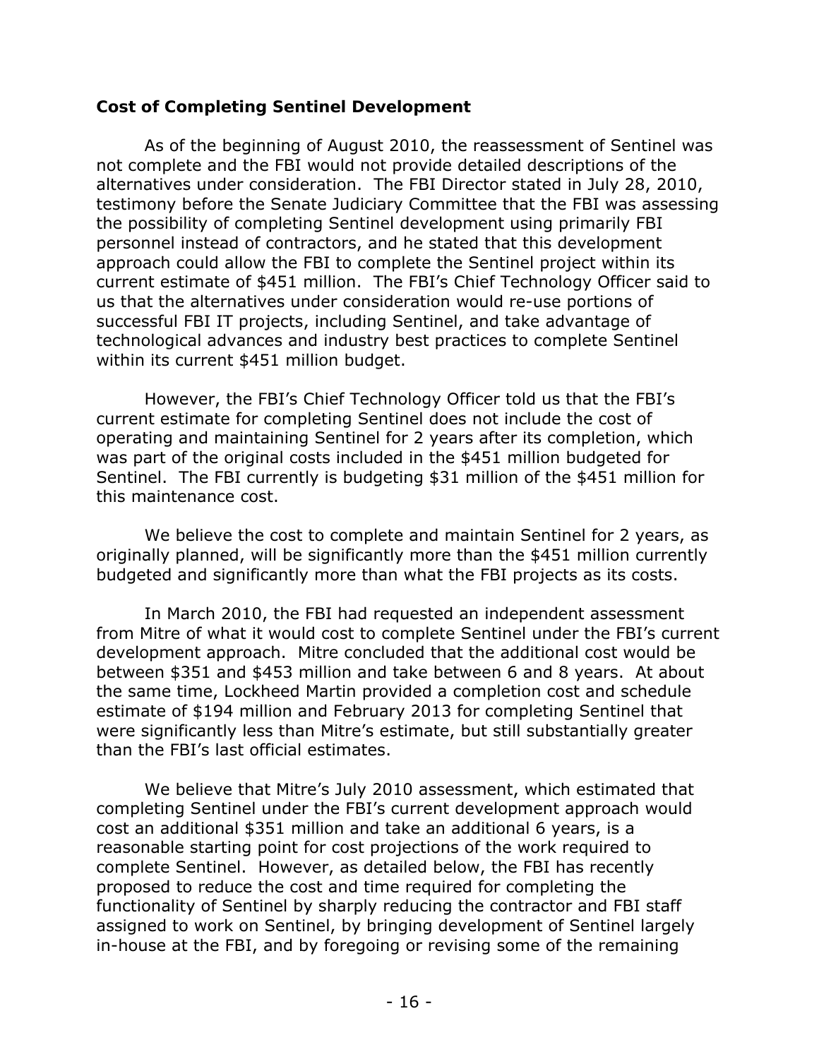**Cost of Completing Sentinel Development**

As of the beginning of August 2010, the reassessment of Sentinel was not complete and the FBI would not provide detailed descriptions of the alternatives under consideration. The FBI Director stated in July 28, 2010, testimony before the Senate Judiciary Committee that the FBI was assessing the possibility of completing Sentinel development using primarily FBI personnel instead of contractors, and he stated that this development approach could allow the FBI to complete the Sentinel project within its current estimate of $451 million. The FBI's Chief Technology Officer said to us that the alternatives under consideration would re-use portions of successful FBI IT projects, including Sentinel, and take advantage of technological advances and industry best practices to complete Sentinel within its current $451 million budget.

However, the FBI's Chief Technology Officer told us that the FBI's current estimate for completing Sentinel does not include the cost of operating and maintaining Sentinel for 2 years after its completion, which was part of the original costs included in the $451 million budgeted for Sentinel. The FBI currently is budgeting $31 million of the $451 million for this maintenance cost.

We believe the cost to complete and maintain Sentinel for 2 years, as originally planned, will be significantly more than the $451 million currently budgeted and significantly more than what the FBI projects as its costs.

In March 2010, the FBI had requested an independent assessment from Mitre of what it would cost to complete Sentinel under the FBI's current development approach. Mitre concluded that the additional cost would be between $351 and $453 million and take between 6 and 8 years. At about the same time, Lockheed Martin provided a completion cost and schedule estimate of $194 million and February 2013 for completing Sentinel that were significantly less than Mitre's estimate, but still substantially greater than the FBI's last official estimates.

We believe that Mitre's July 2010 assessment, which estimated that completing Sentinel under the FBI's current development approach would cost an additional $351 million and take an additional 6 years, is a reasonable starting point for cost projections of the work required to complete Sentinel. However, as detailed below, the FBI has recently proposed to reduce the cost and time required for completing the functionality of Sentinel by sharply reducing the contractor and FBI staff assigned to work on Sentinel, by bringing development of Sentinel largely in-house at the FBI, and by foregoing or revising some of the remaining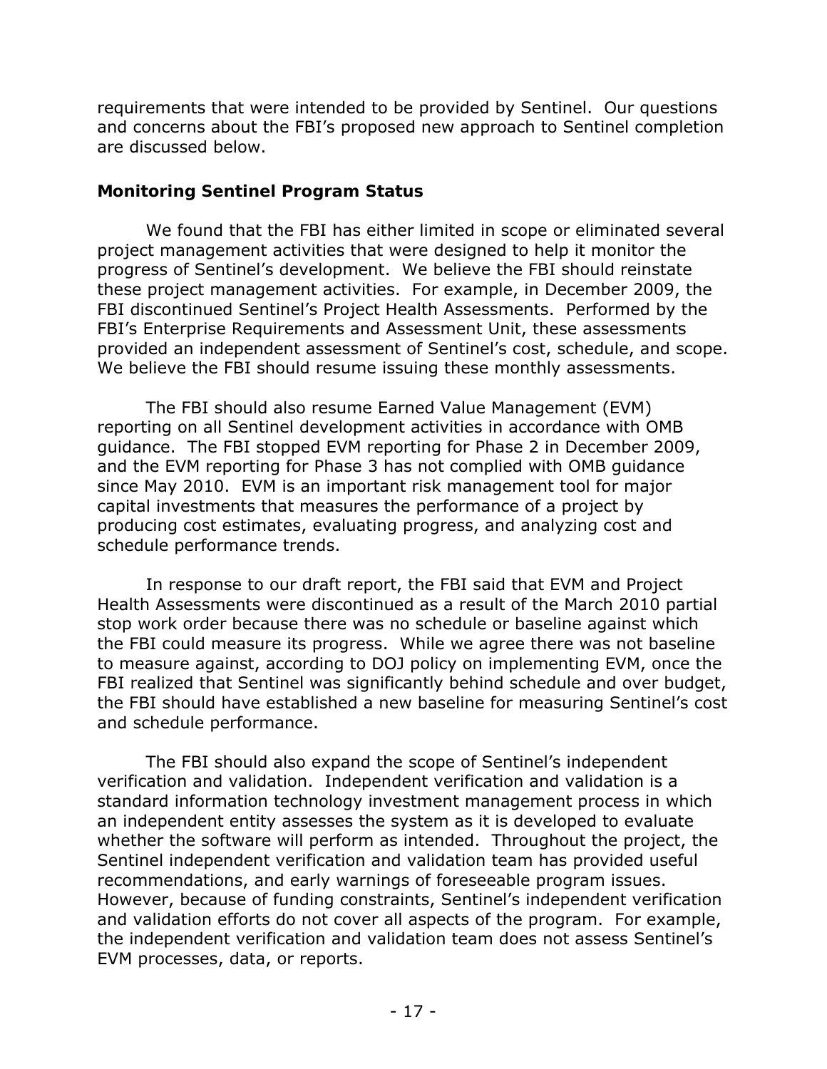requirements that were intended to be provided by Sentinel. Our questions and concerns about the FBI's proposed new approach to Sentinel completion are discussed below.

### Monitoring Sentinel Program Status

We found that the FBI has either limited in scope or eliminated several project management activities that were designed to help it monitor the progress of Sentinel's development. We believe the FBI should reinstate these project management activities. For example, in December 2009, the FBI discontinued Sentinel's Project Health Assessments. Performed by the FBI's Enterprise Requirements and Assessment Unit, these assessments provided an independent assessment of Sentinel's cost, schedule, and scope. We believe the FBI should resume issuing these monthly assessments.

The FBI should also resume Earned Value Management (EVM) reporting on all Sentinel development activities in accordance with OMB guidance. The FBI stopped EVM reporting for Phase 2 in December 2009, and the EVM reporting for Phase 3 has not complied with OMB guidance since May 2010. EVM is an important risk management tool for major capital investments that measures the performance of a project by producing cost estimates, evaluating progress, and analyzing cost and schedule performance trends.

In response to our draft report, the FBI said that EVM and Project Health Assessments were discontinued as a result of the March 2010 partial stop work order because there was no schedule or baseline against which the FBI could measure its progress. While we agree there was not baseline to measure against, according to DOJ policy on implementing EVM, once the FBI realized that Sentinel was significantly behind schedule and over budget, the FBI should have established a new baseline for measuring Sentinel's cost and schedule performance.

The FBI should also expand the scope of Sentinel's independent verification and validation. Independent verification and validation is a standard information technology investment management process in which an independent entity assesses the system as it is developed to evaluate whether the software will perform as intended. Throughout the project, the Sentinel independent verification and validation team has provided useful recommendations, and early warnings of foreseeable program issues. However, because of funding constraints, Sentinel's independent verification and validation efforts do not cover all aspects of the program. For example, the independent verification and validation team does not assess Sentinel's EVM processes, data, or reports.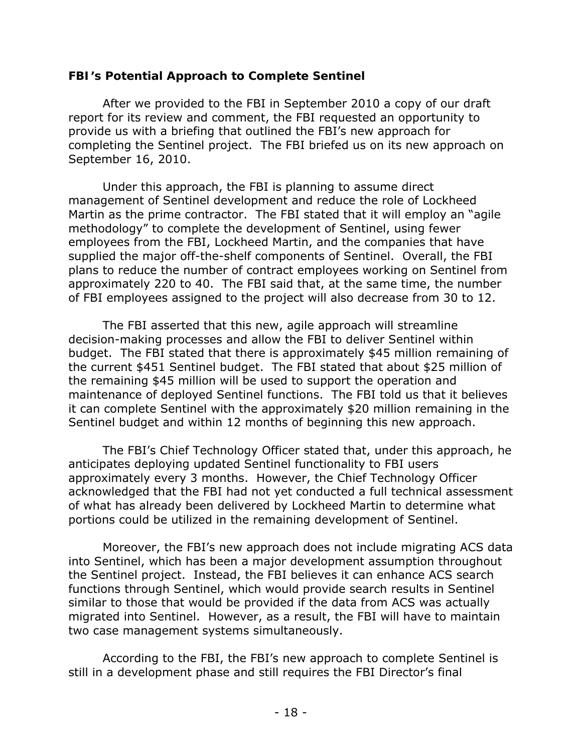### FBI's Potential Approach to Complete Sentinel

After we provided to the FBI in September 2010 a copy of our draft report for its review and comment, the FBI requested an opportunity to provide us with a briefing that outlined the FBI's new approach for completing the Sentinel project. The FBI briefed us on its new approach on September 16, 2010.

Under this approach, the FBI is planning to assume direct management of Sentinel development and reduce the role of Lockheed Martin as the prime contractor. The FBI stated that it will employ an "agile methodology" to complete the development of Sentinel, using fewer employees from the FBI, Lockheed Martin, and the companies that have supplied the major off-the-shelf components of Sentinel. Overall, the FBI plans to reduce the number of contract employees working on Sentinel from approximately 220 to 40. The FBI said that, at the same time, the number of FBI employees assigned to the project will also decrease from 30 to 12.

The FBI asserted that this new, agile approach will streamline decision-making processes and allow the FBI to deliver Sentinel within budget. The FBI stated that there is approximately $45 million remaining of the current $451 Sentinel budget. The FBI stated that about $25 million of the remaining $45 million will be used to support the operation and maintenance of deployed Sentinel functions. The FBI told us that it believes it can complete Sentinel with the approximately $20 million remaining in the Sentinel budget and within 12 months of beginning this new approach.

The FBI's Chief Technology Officer stated that, under this approach, he anticipates deploying updated Sentinel functionality to FBI users approximately every 3 months. However, the Chief Technology Officer acknowledged that the FBI had not yet conducted a full technical assessment of what has already been delivered by Lockheed Martin to determine what portions could be utilized in the remaining development of Sentinel.

Moreover, the FBI's new approach does not include migrating ACS data into Sentinel, which has been a major development assumption throughout the Sentinel project. Instead, the FBI believes it can enhance ACS search functions through Sentinel, which would provide search results in Sentinel similar to those that would be provided if the data from ACS was actually migrated into Sentinel. However, as a result, the FBI will have to maintain two case management systems simultaneously.

According to the FBI, the FBI's new approach to complete Sentinel is still in a development phase and still requires the FBI Director's final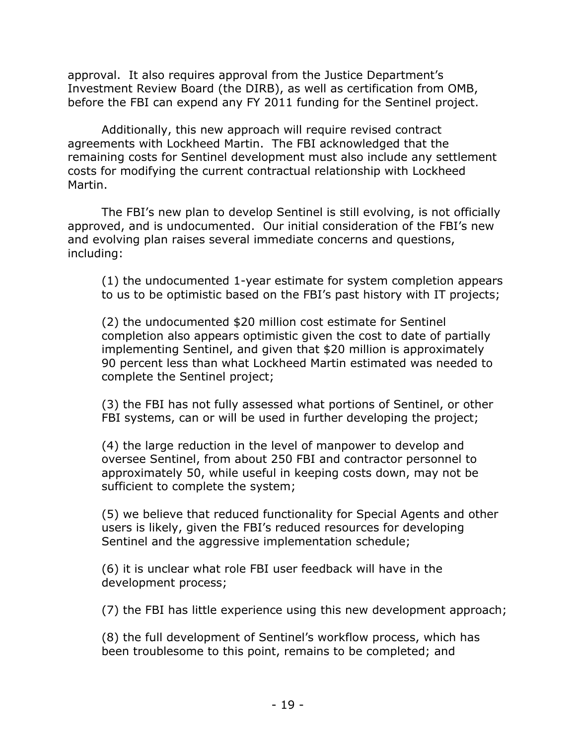approval. It also requires approval from the Justice Department's Investment Review Board (the DIRB), as well as certification from OMB, before the FBI can expend any FY 2011 funding for the Sentinel project.

Additionally, this new approach will require revised contract agreements with Lockheed Martin. The FBI acknowledged that the remaining costs for Sentinel development must also include any settlement costs for modifying the current contractual relationship with Lockheed Martin.

The FBI's new plan to develop Sentinel is still evolving, is not officially approved, and is undocumented. Our initial consideration of the FBI's new and evolving plan raises several immediate concerns and questions, including:

(1) the undocumented 1-year estimate for system completion appears to us to be optimistic based on the FBI's past history with IT projects;

(2) the undocumented $20 million cost estimate for Sentinel completion also appears optimistic given the cost to date of partially implementing Sentinel, and given that $20 million is approximately 90 percent less than what Lockheed Martin estimated was needed to complete the Sentinel project;

(3) the FBI has not fully assessed what portions of Sentinel, or other FBI systems, can or will be used in further developing the project;

(4) the large reduction in the level of manpower to develop and oversee Sentinel, from about 250 FBI and contractor personnel to approximately 50, while useful in keeping costs down, may not be sufficient to complete the system;

(5) we believe that reduced functionality for Special Agents and other users is likely, given the FBI's reduced resources for developing Sentinel and the aggressive implementation schedule;

(6) it is unclear what role FBI user feedback will have in the development process;

(7) the FBI has little experience using this new development approach;

(8) the full development of Sentinel's workflow process, which has been troublesome to this point, remains to be completed; and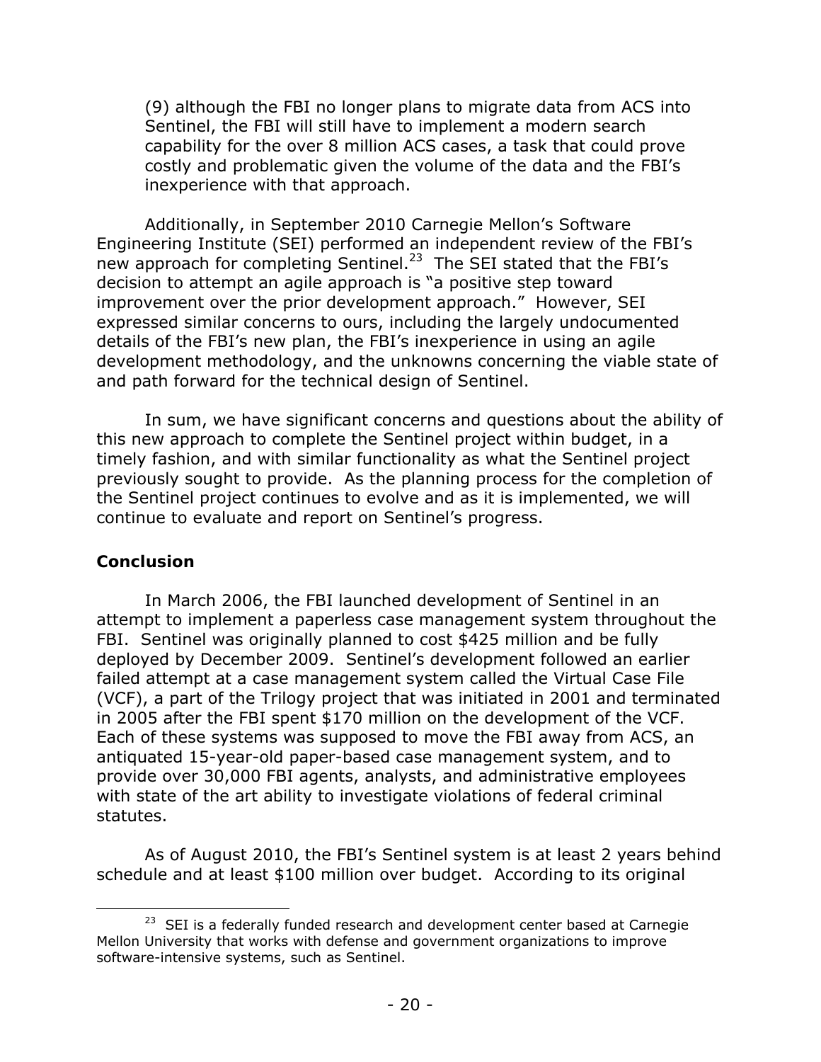(9) although the FBI no longer plans to migrate data from ACS into Sentinel, the FBI will still have to implement a modern search capability for the over 8 million ACS cases, a task that could prove costly and problematic given the volume of the data and the FBI's inexperience with that approach.

Additionally, in September 2010 Carnegie Mellon's Software Engineering Institute (SEI) performed an independent review of the FBI's new approach for completing Sentinel.[23] The SEI stated that the FBI's decision to attempt an agile approach is "a positive step toward improvement over the prior development approach." However, SEI expressed similar concerns to ours, including the largely undocumented details of the FBI's new plan, the FBI's inexperience in using an agile development methodology, and the unknowns concerning the viable state of and path forward for the technical design of Sentinel.

In sum, we have significant concerns and questions about the ability of this new approach to complete the Sentinel project within budget, in a timely fashion, and with similar functionality as what the Sentinel project previously sought to provide. As the planning process for the completion of the Sentinel project continues to evolve and as it is implemented, we will continue to evaluate and report on Sentinel's progress.

## Conclusion

In March 2006, the FBI launched development of Sentinel in an attempt to implement a paperless case management system throughout the FBI. Sentinel was originally planned to cost $425 million and be fully deployed by December 2009. Sentinel's development followed an earlier failed attempt at a case management system called the Virtual Case File (VCF), a part of the Trilogy project that was initiated in 2001 and terminated in 2005 after the FBI spent $170 million on the development of the VCF. Each of these systems was supposed to move the FBI away from ACS, an antiquated 15-year-old paper-based case management system, and to provide over 30,000 FBI agents, analysts, and administrative employees with state of the art ability to investigate violations of federal criminal statutes.

As of August 2010, the FBI's Sentinel system is at least 2 years behind schedule and at least $100 million over budget. According to its original

[23] SEI is a federally funded research and development center based at Carnegie Mellon University that works with defense and government organizations to improve software-intensive systems, such as Sentinel.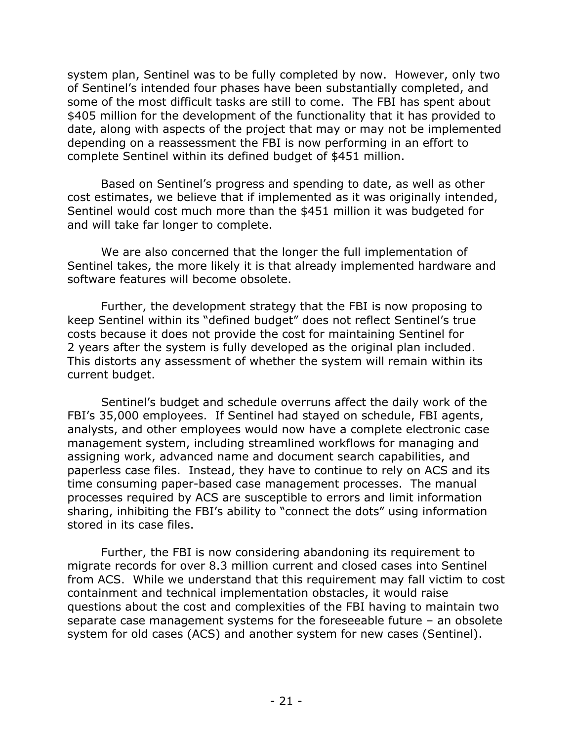system plan, Sentinel was to be fully completed by now. However, only two of Sentinel's intended four phases have been substantially completed, and some of the most difficult tasks are still to come. The FBI has spent about $405 million for the development of the functionality that it has provided to date, along with aspects of the project that may or may not be implemented depending on a reassessment the FBI is now performing in an effort to complete Sentinel within its defined budget of $451 million.

Based on Sentinel's progress and spending to date, as well as other cost estimates, we believe that if implemented as it was originally intended, Sentinel would cost much more than the $451 million it was budgeted for and will take far longer to complete.

We are also concerned that the longer the full implementation of Sentinel takes, the more likely it is that already implemented hardware and software features will become obsolete.

Further, the development strategy that the FBI is now proposing to keep Sentinel within its "defined budget" does not reflect Sentinel's true costs because it does not provide the cost for maintaining Sentinel for 2 years after the system is fully developed as the original plan included. This distorts any assessment of whether the system will remain within its current budget.

Sentinel's budget and schedule overruns affect the daily work of the FBI's 35,000 employees. If Sentinel had stayed on schedule, FBI agents, analysts, and other employees would now have a complete electronic case management system, including streamlined workflows for managing and assigning work, advanced name and document search capabilities, and paperless case files. Instead, they have to continue to rely on ACS and its time consuming paper-based case management processes. The manual processes required by ACS are susceptible to errors and limit information sharing, inhibiting the FBI's ability to "connect the dots" using information stored in its case files.

Further, the FBI is now considering abandoning its requirement to migrate records for over 8.3 million current and closed cases into Sentinel from ACS. While we understand that this requirement may fall victim to cost containment and technical implementation obstacles, it would raise questions about the cost and complexities of the FBI having to maintain two separate case management systems for the foreseeable future – an obsolete system for old cases (ACS) and another system for new cases (Sentinel).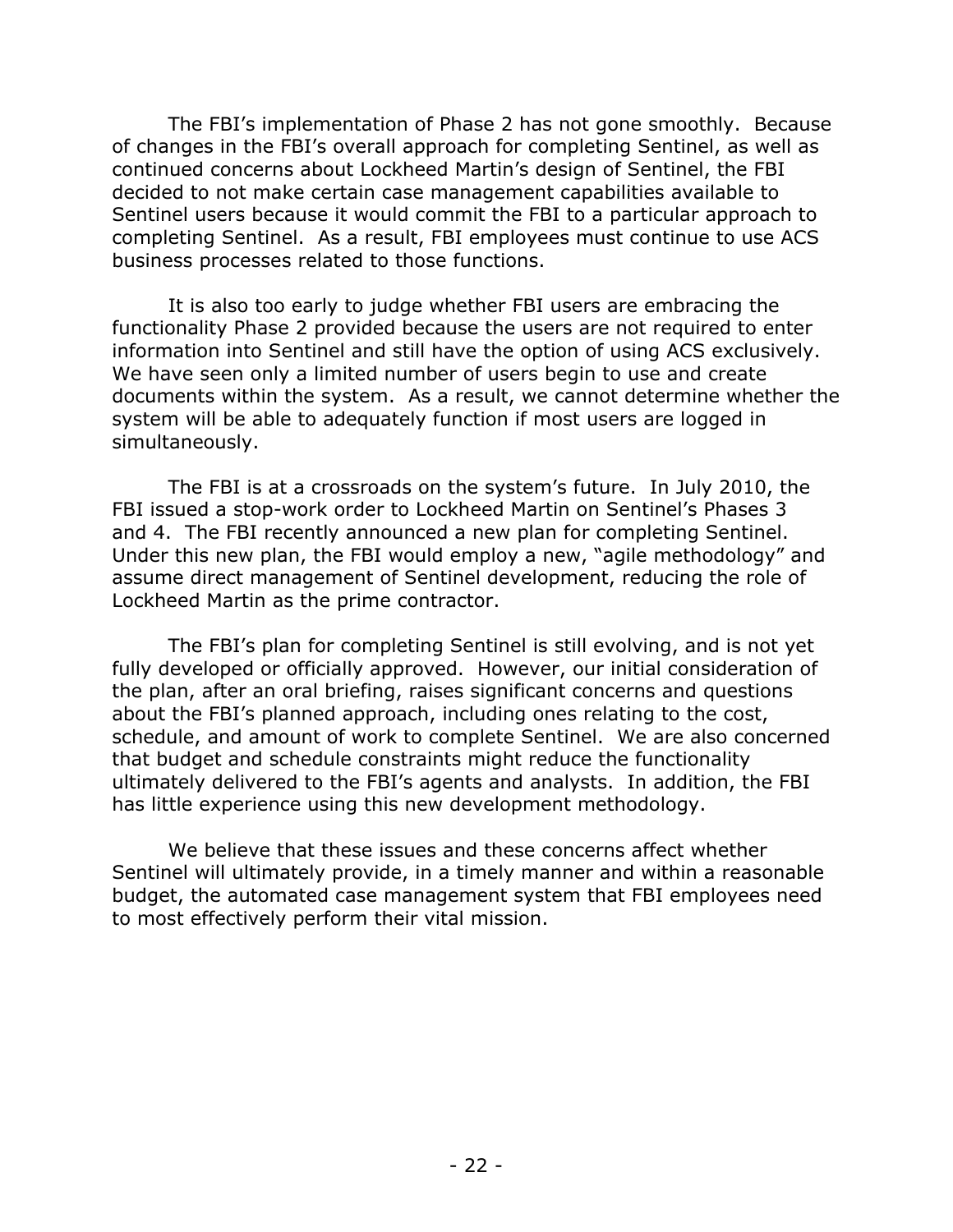The FBI's implementation of Phase 2 has not gone smoothly. Because of changes in the FBI's overall approach for completing Sentinel, as well as continued concerns about Lockheed Martin's design of Sentinel, the FBI decided to not make certain case management capabilities available to Sentinel users because it would commit the FBI to a particular approach to completing Sentinel. As a result, FBI employees must continue to use ACS business processes related to those functions.

It is also too early to judge whether FBI users are embracing the functionality Phase 2 provided because the users are not required to enter information into Sentinel and still have the option of using ACS exclusively. We have seen only a limited number of users begin to use and create documents within the system. As a result, we cannot determine whether the system will be able to adequately function if most users are logged in simultaneously.

The FBI is at a crossroads on the system's future. In July 2010, the FBI issued a stop-work order to Lockheed Martin on Sentinel's Phases 3 and 4. The FBI recently announced a new plan for completing Sentinel. Under this new plan, the FBI would employ a new, "agile methodology" and assume direct management of Sentinel development, reducing the role of Lockheed Martin as the prime contractor.

The FBI's plan for completing Sentinel is still evolving, and is not yet fully developed or officially approved. However, our initial consideration of the plan, after an oral briefing, raises significant concerns and questions about the FBI's planned approach, including ones relating to the cost, schedule, and amount of work to complete Sentinel. We are also concerned that budget and schedule constraints might reduce the functionality ultimately delivered to the FBI's agents and analysts. In addition, the FBI has little experience using this new development methodology.

We believe that these issues and these concerns affect whether Sentinel will ultimately provide, in a timely manner and within a reasonable budget, the automated case management system that FBI employees need to most effectively perform their vital mission.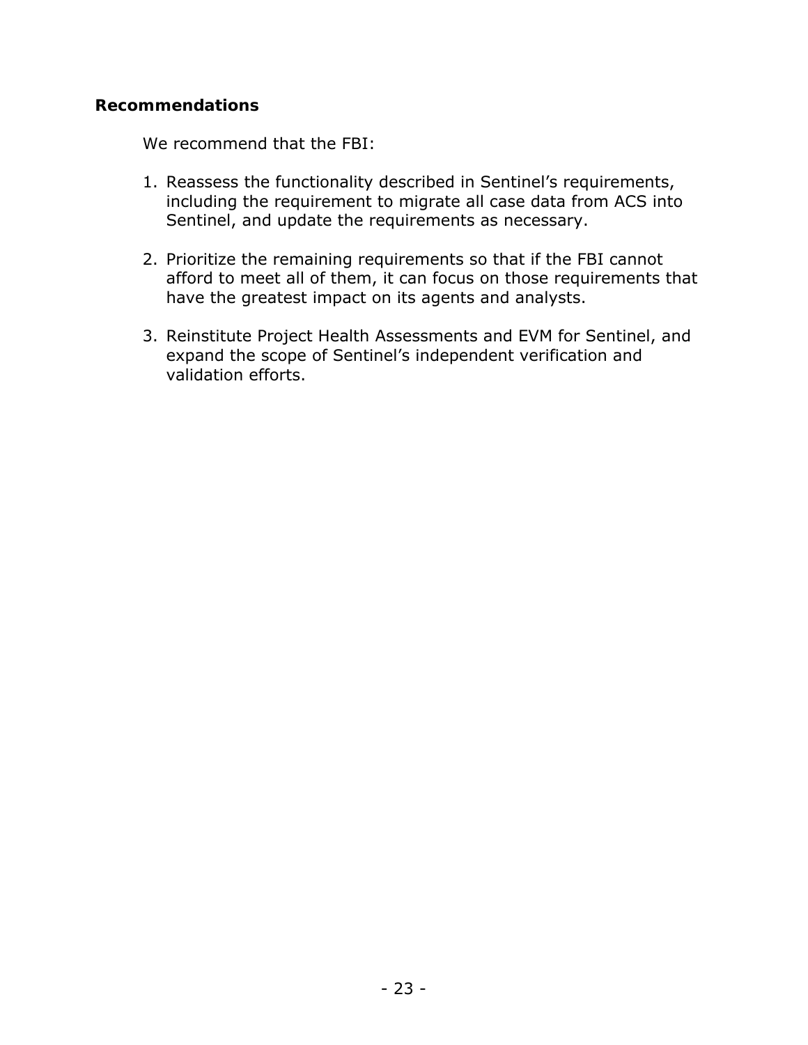**Recommendations**

We recommend that the FBI:

1. Reassess the functionality described in Sentinel's requirements, including the requirement to migrate all case data from ACS into Sentinel, and update the requirements as necessary.

2. Prioritize the remaining requirements so that if the FBI cannot afford to meet all of them, it can focus on those requirements that have the greatest impact on its agents and analysts.

3. Reinstitute Project Health Assessments and EVM for Sentinel, and expand the scope of Sentinel's independent verification and validation efforts.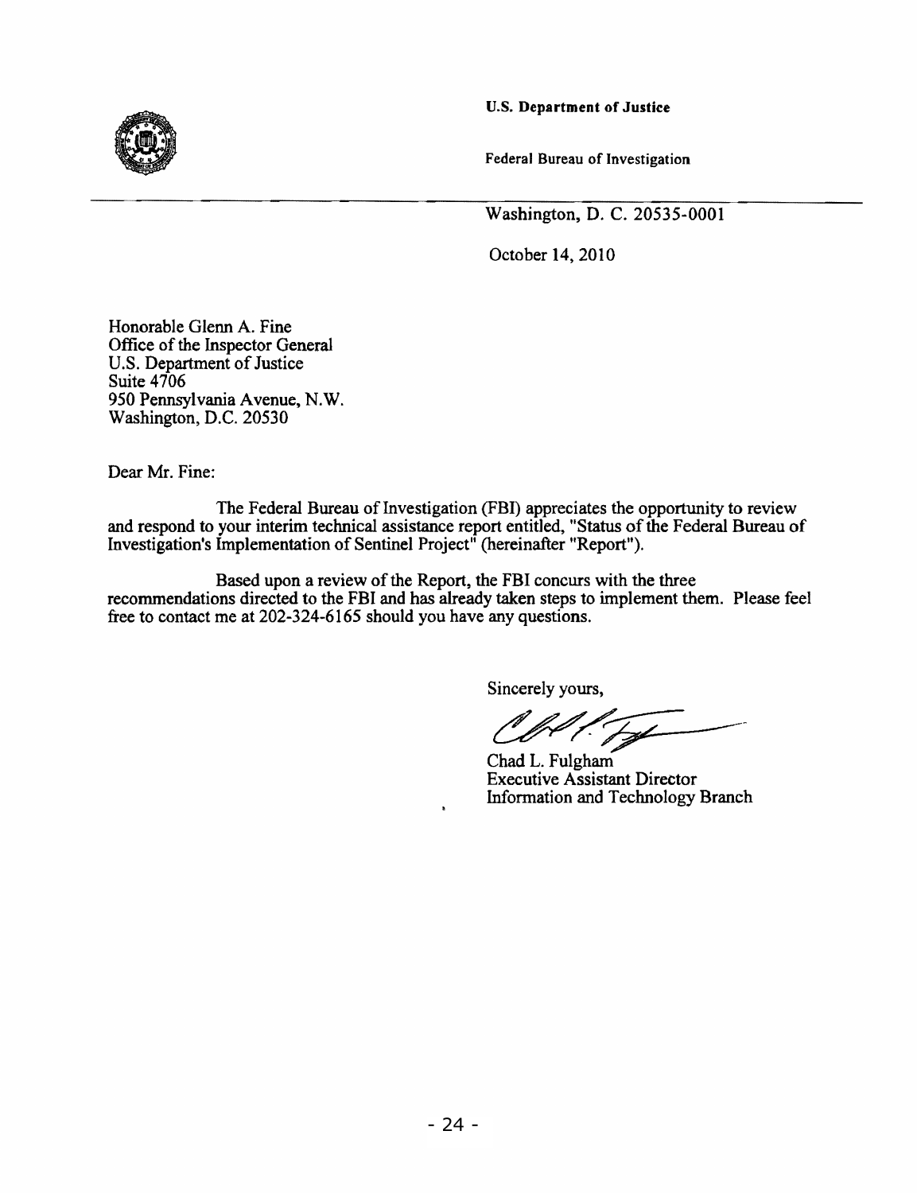**U.S. Department of Justice**

Federal Bureau of Investigation

Washington, D. C. 20535-0001

October 14, 2010

Honorable Glenn A. Fine
Office of the Inspector General
U.S. Department of Justice
Suite 4706
950 Pennsylvania Avenue, N.W.
Washington, D.C. 20530

Dear Mr. Fine:

The Federal Bureau of Investigation (FBI) appreciates the opportunity to review and respond to your interim technical assistance report entitled, "Status of the Federal Bureau of Investigation's Implementation of Sentinel Project" (hereinafter "Report").

Based upon a review of the Report, the FBI concurs with the three recommendations directed to the FBI and has already taken steps to implement them. Please feel free to contact me at 202-324-6165 should you have any questions.

Sincerely yours,

Chad L. Fulgham
Executive Assistant Director
Information and Technology Branch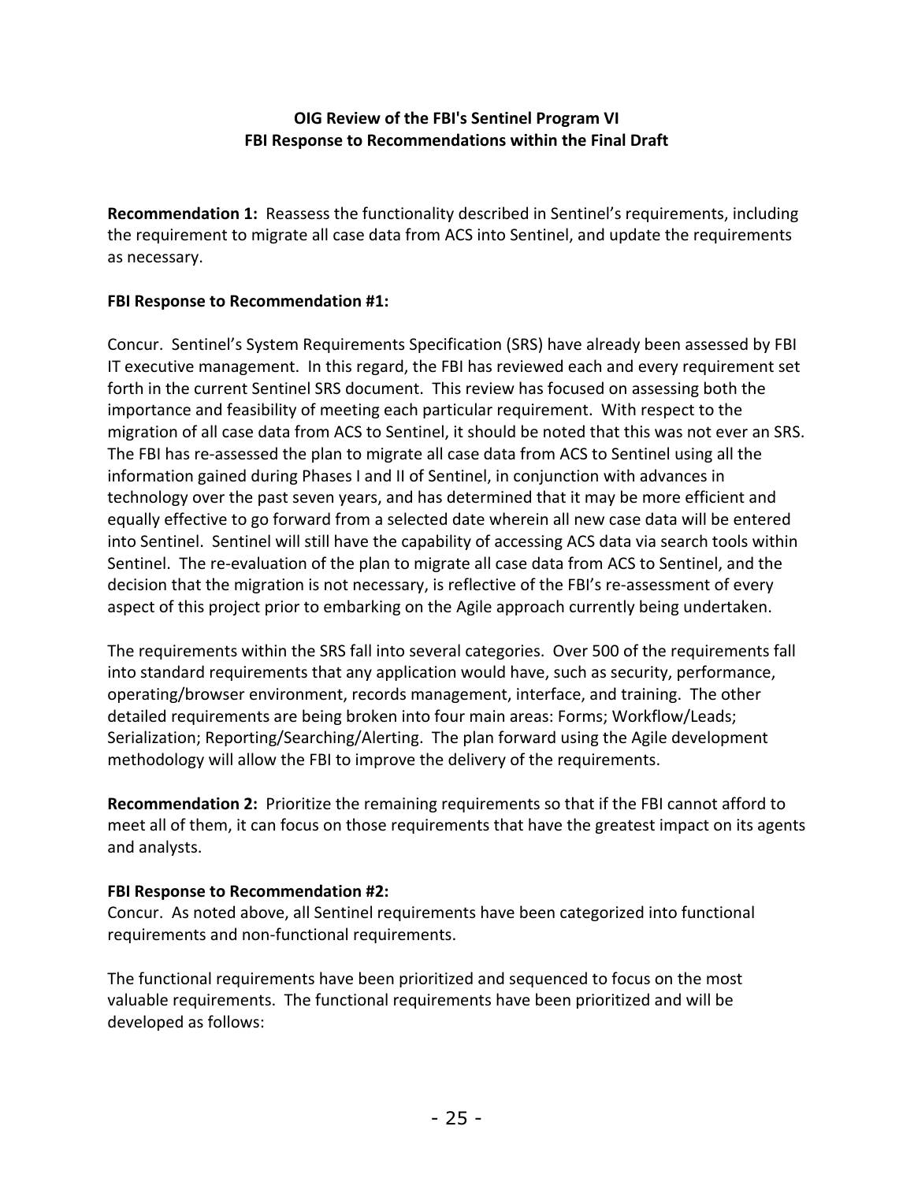**OIG Review of the FBI's Sentinel Program VI**
**FBI Response to Recommendations within the Final Draft**

**Recommendation 1:** Reassess the functionality described in Sentinel's requirements, including the requirement to migrate all case data from ACS into Sentinel, and update the requirements as necessary.

**FBI Response to Recommendation #1:**

Concur. Sentinel's System Requirements Specification (SRS) have already been assessed by FBI IT executive management. In this regard, the FBI has reviewed each and every requirement set forth in the current Sentinel SRS document. This review has focused on assessing both the importance and feasibility of meeting each particular requirement. With respect to the migration of all case data from ACS to Sentinel, it should be noted that this was not ever an SRS. The FBI has re-assessed the plan to migrate all case data from ACS to Sentinel using all the information gained during Phases I and II of Sentinel, in conjunction with advances in technology over the past seven years, and has determined that it may be more efficient and equally effective to go forward from a selected date wherein all new case data will be entered into Sentinel. Sentinel will still have the capability of accessing ACS data via search tools within Sentinel. The re-evaluation of the plan to migrate all case data from ACS to Sentinel, and the decision that the migration is not necessary, is reflective of the FBI's re-assessment of every aspect of this project prior to embarking on the Agile approach currently being undertaken.

The requirements within the SRS fall into several categories. Over 500 of the requirements fall into standard requirements that any application would have, such as security, performance, operating/browser environment, records management, interface, and training. The other detailed requirements are being broken into four main areas: Forms; Workflow/Leads; Serialization; Reporting/Searching/Alerting. The plan forward using the Agile development methodology will allow the FBI to improve the delivery of the requirements.

**Recommendation 2:** Prioritize the remaining requirements so that if the FBI cannot afford to meet all of them, it can focus on those requirements that have the greatest impact on its agents and analysts.

**FBI Response to Recommendation #2:**
Concur. As noted above, all Sentinel requirements have been categorized into functional requirements and non-functional requirements.

The functional requirements have been prioritized and sequenced to focus on the most valuable requirements. The functional requirements have been prioritized and will be developed as follows: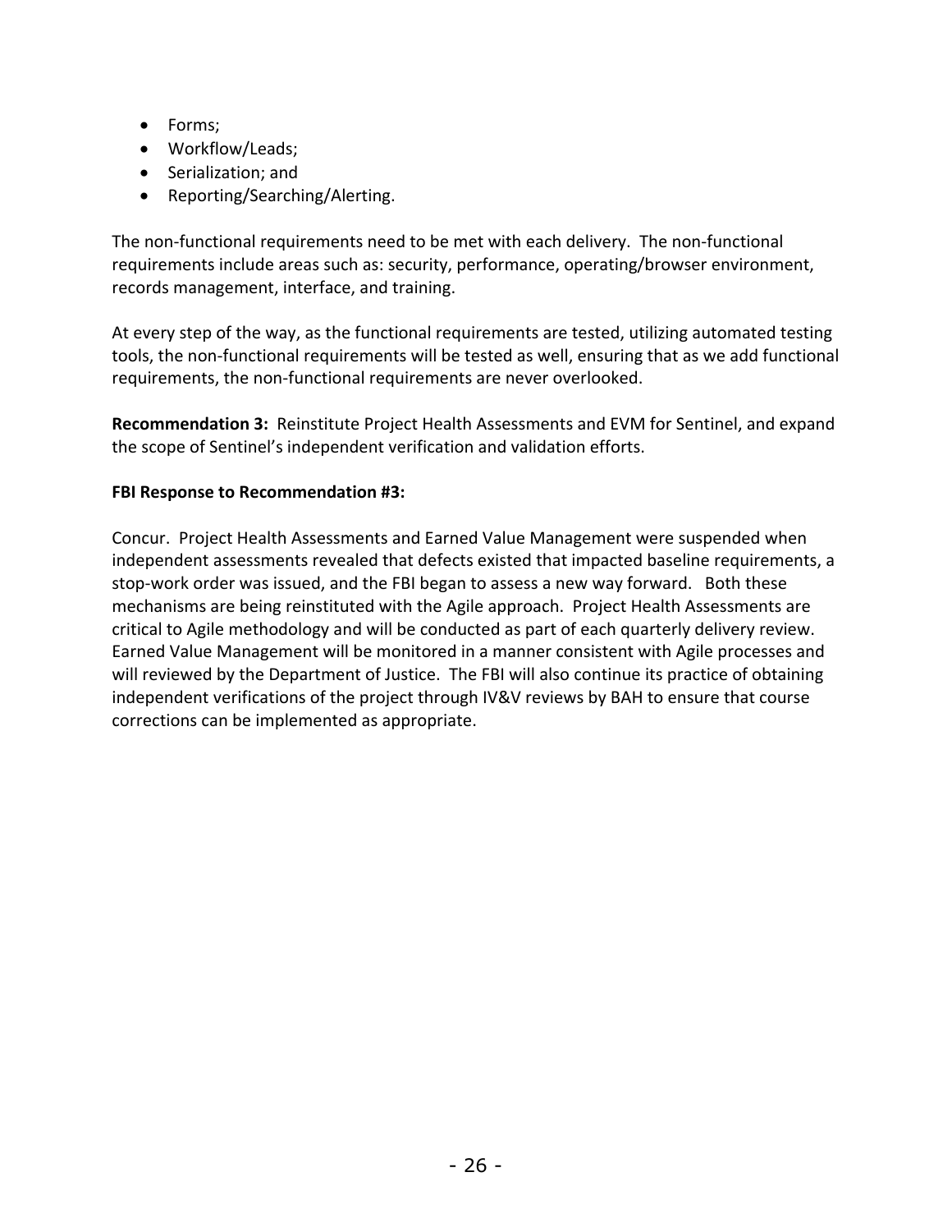- Forms;
- Workflow/Leads;
- Serialization; and
- Reporting/Searching/Alerting.

The non-functional requirements need to be met with each delivery. The non-functional requirements include areas such as: security, performance, operating/browser environment, records management, interface, and training.

At every step of the way, as the functional requirements are tested, utilizing automated testing tools, the non-functional requirements will be tested as well, ensuring that as we add functional requirements, the non-functional requirements are never overlooked.

**Recommendation 3:** Reinstitute Project Health Assessments and EVM for Sentinel, and expand the scope of Sentinel's independent verification and validation efforts.

**FBI Response to Recommendation #3:**

Concur. Project Health Assessments and Earned Value Management were suspended when independent assessments revealed that defects existed that impacted baseline requirements, a stop-work order was issued, and the FBI began to assess a new way forward. Both these mechanisms are being reinstituted with the Agile approach. Project Health Assessments are critical to Agile methodology and will be conducted as part of each quarterly delivery review. Earned Value Management will be monitored in a manner consistent with Agile processes and will reviewed by the Department of Justice. The FBI will also continue its practice of obtaining independent verifications of the project through IV&V reviews by BAH to ensure that course corrections can be implemented as appropriate.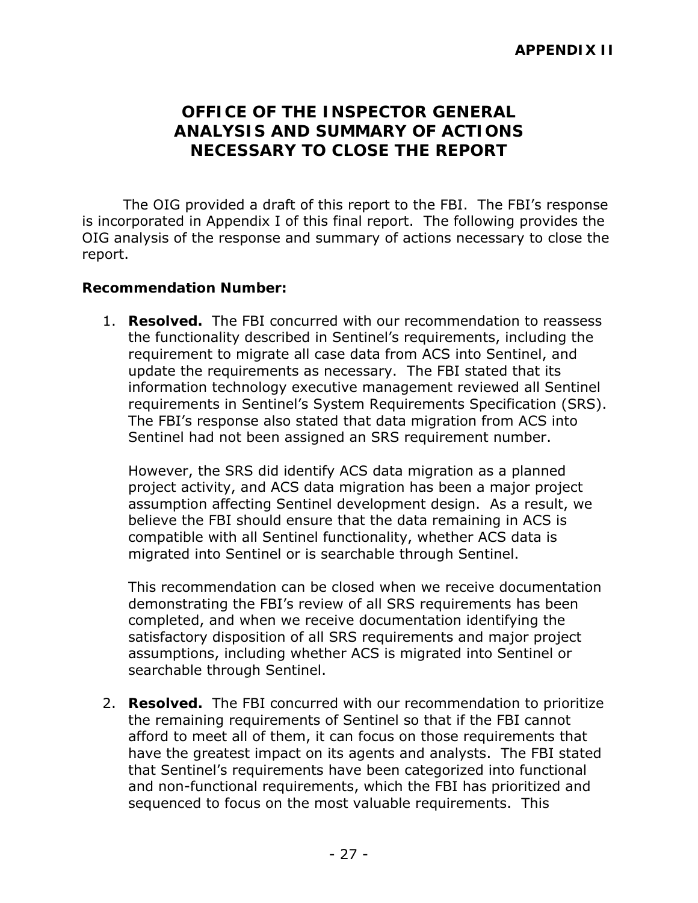**APPENDIX II**

# OFFICE OF THE INSPECTOR GENERAL ANALYSIS AND SUMMARY OF ACTIONS NECESSARY TO CLOSE THE REPORT

The OIG provided a draft of this report to the FBI. The FBI's response is incorporated in Appendix I of this final report. The following provides the OIG analysis of the response and summary of actions necessary to close the report.

**Recommendation Number:**

1. **Resolved.** The FBI concurred with our recommendation to reassess the functionality described in Sentinel's requirements, including the requirement to migrate all case data from ACS into Sentinel, and update the requirements as necessary. The FBI stated that its information technology executive management reviewed all Sentinel requirements in Sentinel's System Requirements Specification (SRS). The FBI's response also stated that data migration from ACS into Sentinel had not been assigned an SRS requirement number.

   However, the SRS did identify ACS data migration as a planned project activity, and ACS data migration has been a major project assumption affecting Sentinel development design. As a result, we believe the FBI should ensure that the data remaining in ACS is compatible with all Sentinel functionality, whether ACS data is migrated into Sentinel or is searchable through Sentinel.

   This recommendation can be closed when we receive documentation demonstrating the FBI's review of all SRS requirements has been completed, and when we receive documentation identifying the satisfactory disposition of all SRS requirements and major project assumptions, including whether ACS is migrated into Sentinel or searchable through Sentinel.

2. **Resolved.** The FBI concurred with our recommendation to prioritize the remaining requirements of Sentinel so that if the FBI cannot afford to meet all of them, it can focus on those requirements that have the greatest impact on its agents and analysts. The FBI stated that Sentinel's requirements have been categorized into functional and non-functional requirements, which the FBI has prioritized and sequenced to focus on the most valuable requirements. This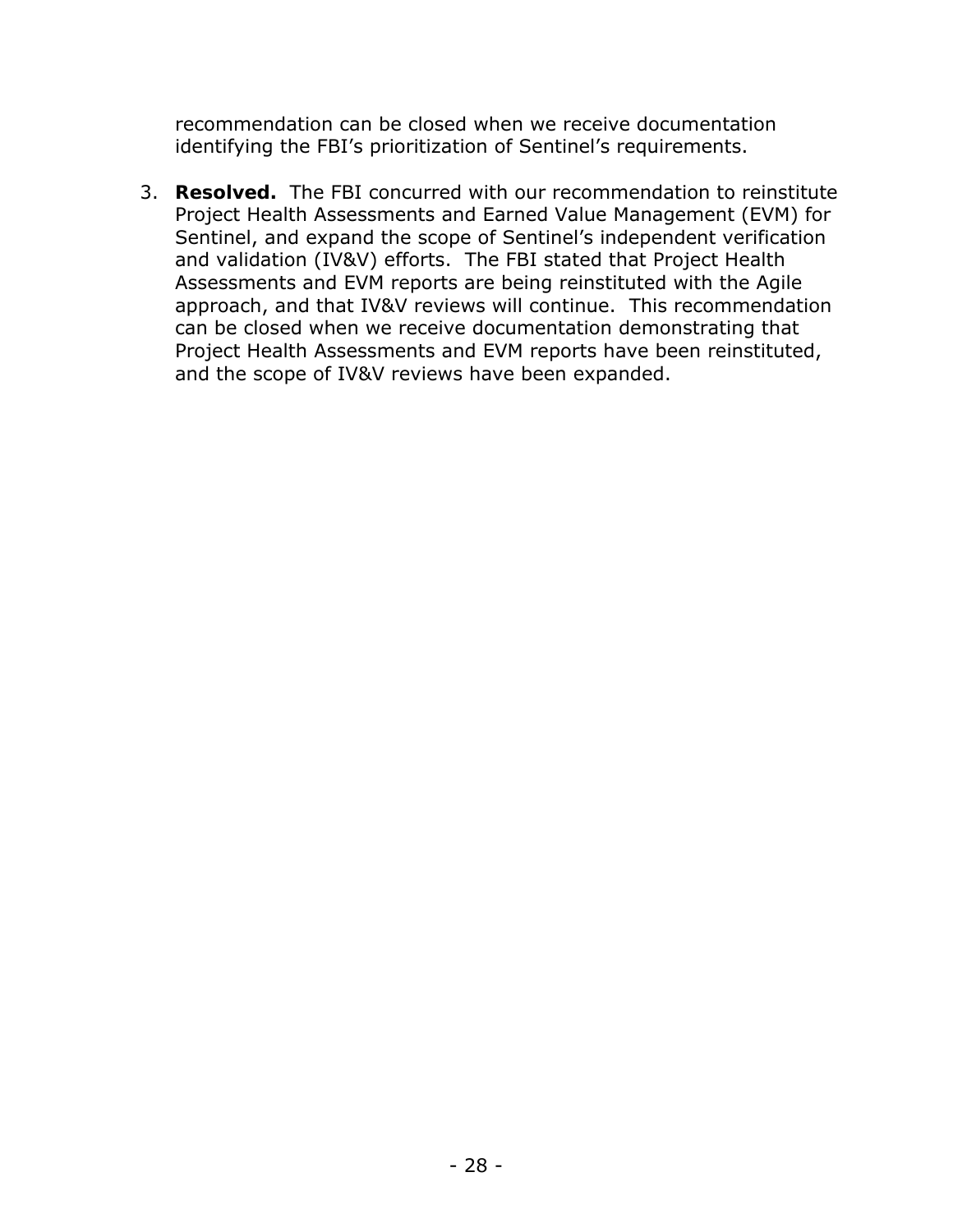recommendation can be closed when we receive documentation identifying the FBI's prioritization of Sentinel's requirements.

3. **Resolved.** The FBI concurred with our recommendation to reinstitute Project Health Assessments and Earned Value Management (EVM) for Sentinel, and expand the scope of Sentinel's independent verification and validation (IV&V) efforts. The FBI stated that Project Health Assessments and EVM reports are being reinstituted with the Agile approach, and that IV&V reviews will continue. This recommendation can be closed when we receive documentation demonstrating that Project Health Assessments and EVM reports have been reinstituted, and the scope of IV&V reviews have been expanded.